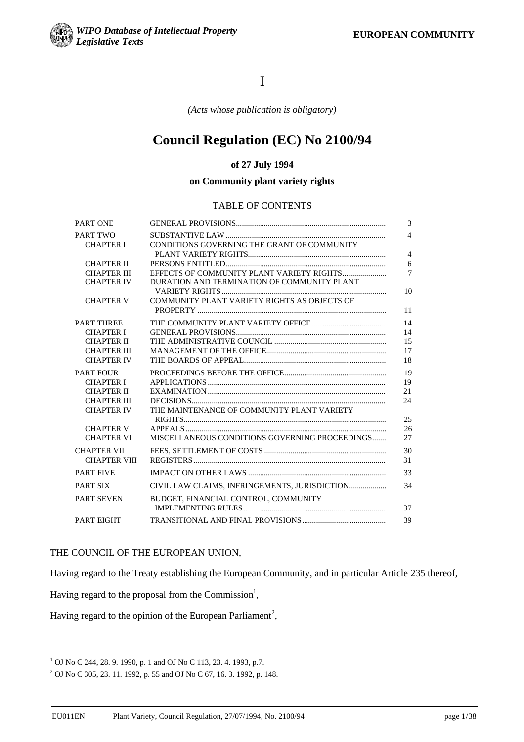I

*(Acts whose publication is obligatory)*

# Council Regulation (EC) No 2100/94

**of 27 July 1994**

**on Community plant variety rights**

TABLE OF CONTENTS

| | | |
|---|---|---|
| PART ONE | GENERAL PROVISIONS | 3 |
| PART TWO | SUBSTANTIVE LAW | 4 |
| CHAPTER I | CONDITIONS GOVERNING THE GRANT OF COMMUNITY PLANT VARIETY RIGHTS | 4 |
| CHAPTER II | PERSONS ENTITLED | 6 |
| CHAPTER III | EFFECTS OF COMMUNITY PLANT VARIETY RIGHTS | 7 |
| CHAPTER IV | DURATION AND TERMINATION OF COMMUNITY PLANT VARIETY RIGHTS | 10 |
| CHAPTER V | COMMUNITY PLANT VARIETY RIGHTS AS OBJECTS OF PROPERTY | 11 |
| PART THREE | THE COMMUNITY PLANT VARIETY OFFICE | 14 |
| CHAPTER I | GENERAL PROVISIONS | 14 |
| CHAPTER II | THE ADMINISTRATIVE COUNCIL | 15 |
| CHAPTER III | MANAGEMENT OF THE OFFICE | 17 |
| CHAPTER IV | THE BOARDS OF APPEAL | 18 |
| PART FOUR | PROCEEDINGS BEFORE THE OFFICE | 19 |
| CHAPTER I | APPLICATIONS | 19 |
| CHAPTER II | EXAMINATION | 21 |
| CHAPTER III | DECISIONS | 24 |
| CHAPTER IV | THE MAINTENANCE OF COMMUNITY PLANT VARIETY RIGHTS | 25 |
| CHAPTER V | APPEALS | 26 |
| CHAPTER VI | MISCELLANEOUS CONDITIONS GOVERNING PROCEEDINGS | 27 |
| CHAPTER VII | FEES, SETTLEMENT OF COSTS | 30 |
| CHAPTER VIII | REGISTERS | 31 |
| PART FIVE | IMPACT ON OTHER LAWS | 33 |
| PART SIX | CIVIL LAW CLAIMS, INFRINGEMENTS, JURISDICTION | 34 |
| PART SEVEN | BUDGET, FINANCIAL CONTROL, COMMUNITY IMPLEMENTING RULES | 37 |
| PART EIGHT | TRANSITIONAL AND FINAL PROVISIONS | 39 |

THE COUNCIL OF THE EUROPEAN UNION,

Having regard to the Treaty establishing the European Community, and in particular Article 235 thereof,

Having regard to the proposal from the Commission[1],

Having regard to the opinion of the European Parliament[2],

---

[1] OJ No C 244, 28. 9. 1990, p. 1 and OJ No C 113, 23. 4. 1993, p.7.

[2] OJ No C 305, 23. 11. 1992, p. 55 and OJ No C 67, 16. 3. 1992, p. 148.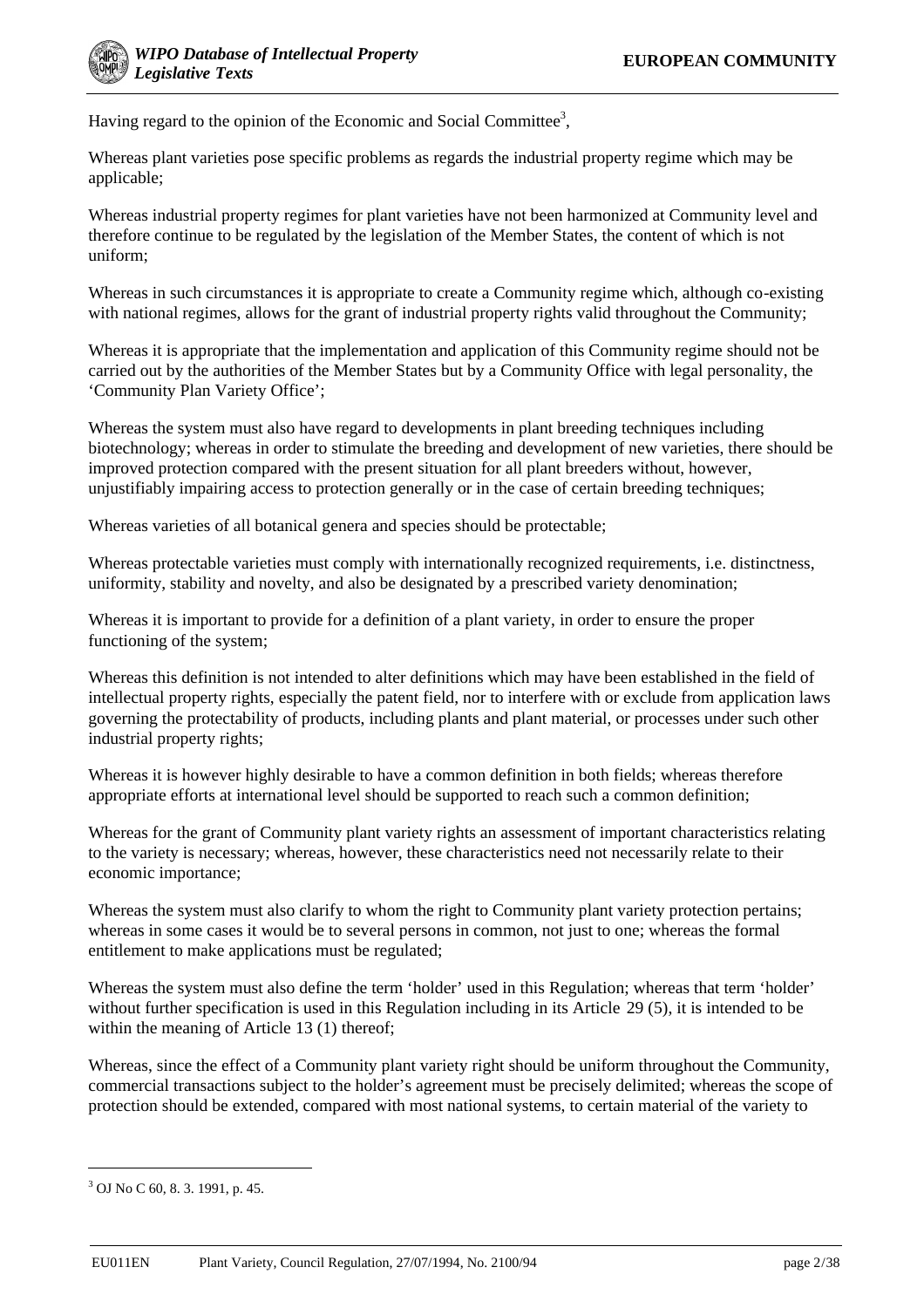Having regard to the opinion of the Economic and Social Committee[3],

Whereas plant varieties pose specific problems as regards the industrial property regime which may be applicable;

Whereas industrial property regimes for plant varieties have not been harmonized at Community level and therefore continue to be regulated by the legislation of the Member States, the content of which is not uniform;

Whereas in such circumstances it is appropriate to create a Community regime which, although co-existing with national regimes, allows for the grant of industrial property rights valid throughout the Community;

Whereas it is appropriate that the implementation and application of this Community regime should not be carried out by the authorities of the Member States but by a Community Office with legal personality, the 'Community Plan Variety Office';

Whereas the system must also have regard to developments in plant breeding techniques including biotechnology; whereas in order to stimulate the breeding and development of new varieties, there should be improved protection compared with the present situation for all plant breeders without, however, unjustifiably impairing access to protection generally or in the case of certain breeding techniques;

Whereas varieties of all botanical genera and species should be protectable;

Whereas protectable varieties must comply with internationally recognized requirements, i.e. distinctness, uniformity, stability and novelty, and also be designated by a prescribed variety denomination;

Whereas it is important to provide for a definition of a plant variety, in order to ensure the proper functioning of the system;

Whereas this definition is not intended to alter definitions which may have been established in the field of intellectual property rights, especially the patent field, nor to interfere with or exclude from application laws governing the protectability of products, including plants and plant material, or processes under such other industrial property rights;

Whereas it is however highly desirable to have a common definition in both fields; whereas therefore appropriate efforts at international level should be supported to reach such a common definition;

Whereas for the grant of Community plant variety rights an assessment of important characteristics relating to the variety is necessary; whereas, however, these characteristics need not necessarily relate to their economic importance;

Whereas the system must also clarify to whom the right to Community plant variety protection pertains; whereas in some cases it would be to several persons in common, not just to one; whereas the formal entitlement to make applications must be regulated;

Whereas the system must also define the term 'holder' used in this Regulation; whereas that term 'holder' without further specification is used in this Regulation including in its Article 29 (5), it is intended to be within the meaning of Article 13 (1) thereof;

Whereas, since the effect of a Community plant variety right should be uniform throughout the Community, commercial transactions subject to the holder's agreement must be precisely delimited; whereas the scope of protection should be extended, compared with most national systems, to certain material of the variety to

[3] OJ No C 60, 8. 3. 1991, p. 45.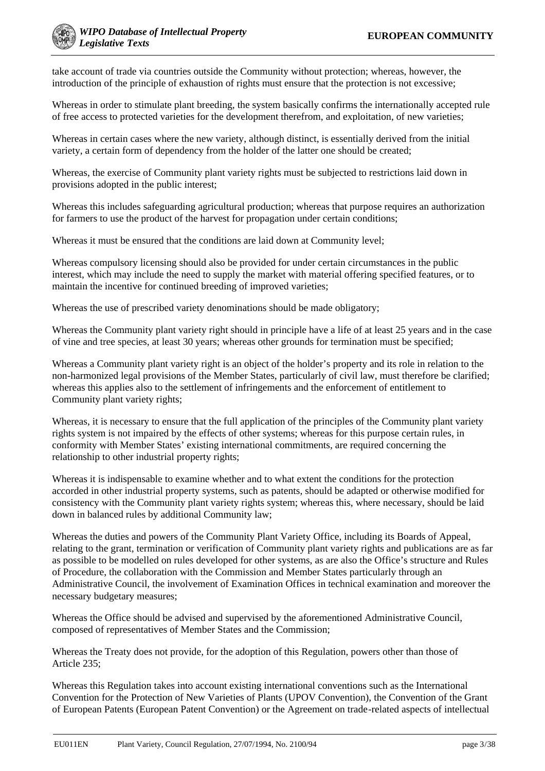take account of trade via countries outside the Community without protection; whereas, however, the introduction of the principle of exhaustion of rights must ensure that the protection is not excessive;

Whereas in order to stimulate plant breeding, the system basically confirms the internationally accepted rule of free access to protected varieties for the development therefrom, and exploitation, of new varieties;

Whereas in certain cases where the new variety, although distinct, is essentially derived from the initial variety, a certain form of dependency from the holder of the latter one should be created;

Whereas, the exercise of Community plant variety rights must be subjected to restrictions laid down in provisions adopted in the public interest;

Whereas this includes safeguarding agricultural production; whereas that purpose requires an authorization for farmers to use the product of the harvest for propagation under certain conditions;

Whereas it must be ensured that the conditions are laid down at Community level;

Whereas compulsory licensing should also be provided for under certain circumstances in the public interest, which may include the need to supply the market with material offering specified features, or to maintain the incentive for continued breeding of improved varieties;

Whereas the use of prescribed variety denominations should be made obligatory;

Whereas the Community plant variety right should in principle have a life of at least 25 years and in the case of vine and tree species, at least 30 years; whereas other grounds for termination must be specified;

Whereas a Community plant variety right is an object of the holder's property and its role in relation to the non-harmonized legal provisions of the Member States, particularly of civil law, must therefore be clarified; whereas this applies also to the settlement of infringements and the enforcement of entitlement to Community plant variety rights;

Whereas, it is necessary to ensure that the full application of the principles of the Community plant variety rights system is not impaired by the effects of other systems; whereas for this purpose certain rules, in conformity with Member States' existing international commitments, are required concerning the relationship to other industrial property rights;

Whereas it is indispensable to examine whether and to what extent the conditions for the protection accorded in other industrial property systems, such as patents, should be adapted or otherwise modified for consistency with the Community plant variety rights system; whereas this, where necessary, should be laid down in balanced rules by additional Community law;

Whereas the duties and powers of the Community Plant Variety Office, including its Boards of Appeal, relating to the grant, termination or verification of Community plant variety rights and publications are as far as possible to be modelled on rules developed for other systems, as are also the Office's structure and Rules of Procedure, the collaboration with the Commission and Member States particularly through an Administrative Council, the involvement of Examination Offices in technical examination and moreover the necessary budgetary measures;

Whereas the Office should be advised and supervised by the aforementioned Administrative Council, composed of representatives of Member States and the Commission;

Whereas the Treaty does not provide, for the adoption of this Regulation, powers other than those of Article 235;

Whereas this Regulation takes into account existing international conventions such as the International Convention for the Protection of New Varieties of Plants (UPOV Convention), the Convention of the Grant of European Patents (European Patent Convention) or the Agreement on trade-related aspects of intellectual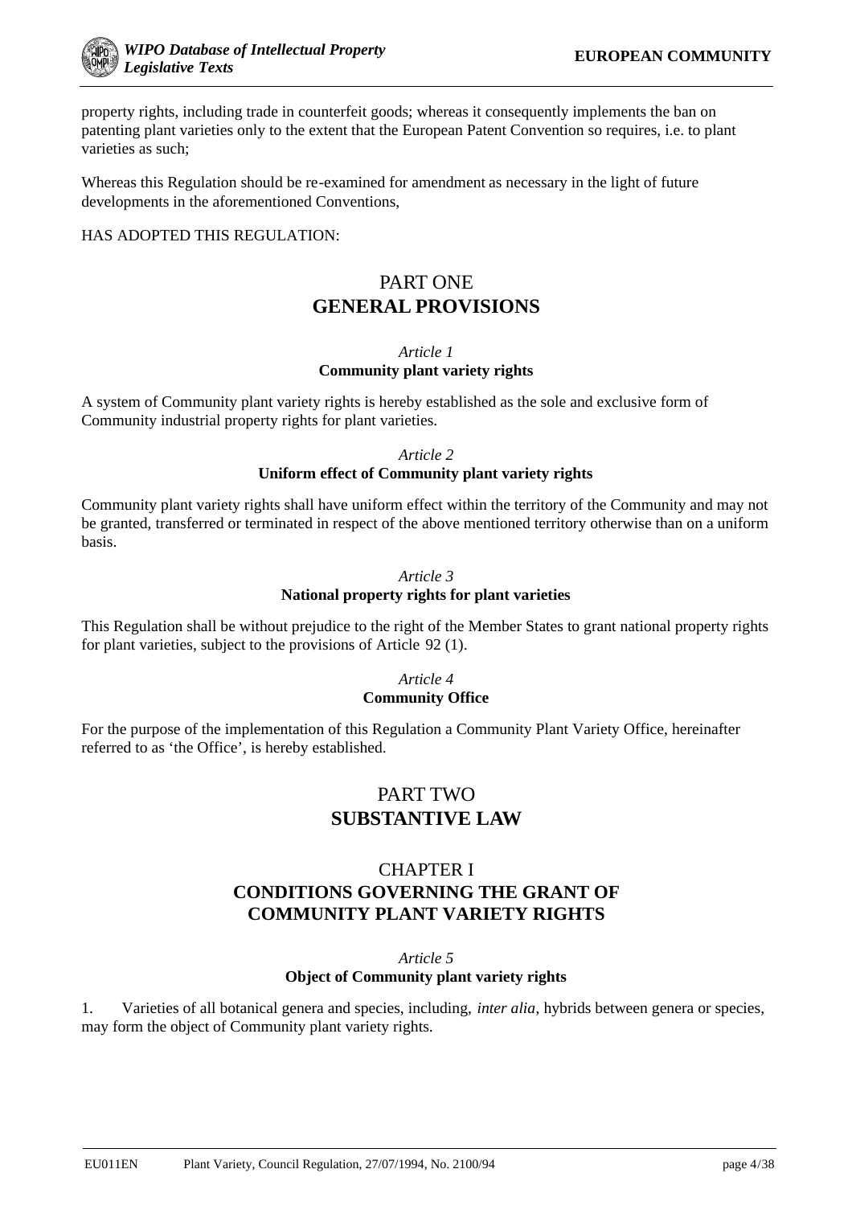property rights, including trade in counterfeit goods; whereas it consequently implements the ban on patenting plant varieties only to the extent that the European Patent Convention so requires, i.e. to plant varieties as such;

Whereas this Regulation should be re-examined for amendment as necessary in the light of future developments in the aforementioned Conventions,

HAS ADOPTED THIS REGULATION:

# PART ONE
# GENERAL PROVISIONS

*Article 1*
**Community plant variety rights**

A system of Community plant variety rights is hereby established as the sole and exclusive form of Community industrial property rights for plant varieties.

*Article 2*
**Uniform effect of Community plant variety rights**

Community plant variety rights shall have uniform effect within the territory of the Community and may not be granted, transferred or terminated in respect of the above mentioned territory otherwise than on a uniform basis.

*Article 3*
**National property rights for plant varieties**

This Regulation shall be without prejudice to the right of the Member States to grant national property rights for plant varieties, subject to the provisions of Article 92 (1).

*Article 4*
**Community Office**

For the purpose of the implementation of this Regulation a Community Plant Variety Office, hereinafter referred to as 'the Office', is hereby established.

# PART TWO
# SUBSTANTIVE LAW

## CHAPTER I
## CONDITIONS GOVERNING THE GRANT OF COMMUNITY PLANT VARIETY RIGHTS

*Article 5*
**Object of Community plant variety rights**

1. Varieties of all botanical genera and species, including, *inter alia*, hybrids between genera or species, may form the object of Community plant variety rights.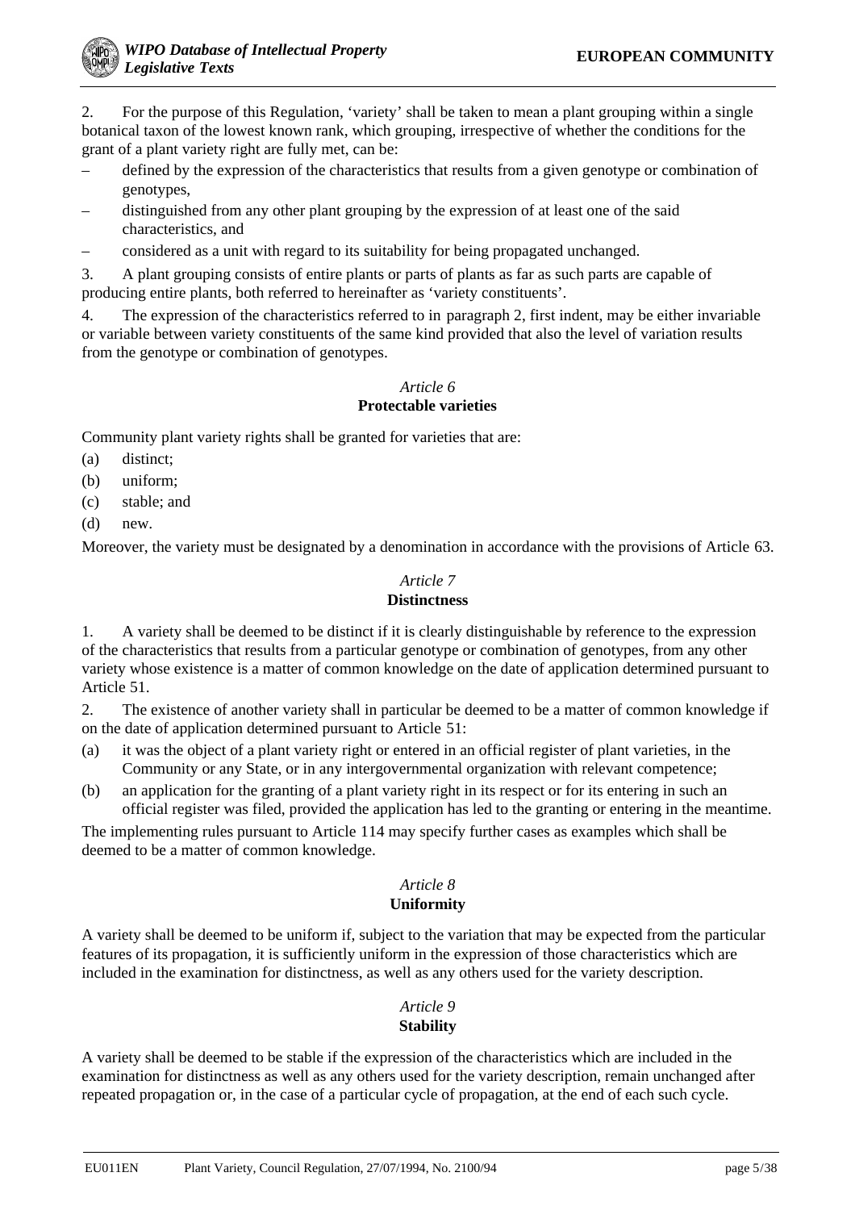2. For the purpose of this Regulation, 'variety' shall be taken to mean a plant grouping within a single botanical taxon of the lowest known rank, which grouping, irrespective of whether the conditions for the grant of a plant variety right are fully met, can be:

– defined by the expression of the characteristics that results from a given genotype or combination of genotypes,
– distinguished from any other plant grouping by the expression of at least one of the said characteristics, and
– considered as a unit with regard to its suitability for being propagated unchanged.

3. A plant grouping consists of entire plants or parts of plants as far as such parts are capable of producing entire plants, both referred to hereinafter as 'variety constituents'.

4. The expression of the characteristics referred to in paragraph 2, first indent, may be either invariable or variable between variety constituents of the same kind provided that also the level of variation results from the genotype or combination of genotypes.

*Article 6*
**Protectable varieties**

Community plant variety rights shall be granted for varieties that are:

(a) distinct;
(b) uniform;
(c) stable; and
(d) new.

Moreover, the variety must be designated by a denomination in accordance with the provisions of Article 63.

*Article 7*
**Distinctness**

1. A variety shall be deemed to be distinct if it is clearly distinguishable by reference to the expression of the characteristics that results from a particular genotype or combination of genotypes, from any other variety whose existence is a matter of common knowledge on the date of application determined pursuant to Article 51.

2. The existence of another variety shall in particular be deemed to be a matter of common knowledge if on the date of application determined pursuant to Article 51:

(a) it was the object of a plant variety right or entered in an official register of plant varieties, in the Community or any State, or in any intergovernmental organization with relevant competence;
(b) an application for the granting of a plant variety right in its respect or for its entering in such an official register was filed, provided the application has led to the granting or entering in the meantime.

The implementing rules pursuant to Article 114 may specify further cases as examples which shall be deemed to be a matter of common knowledge.

*Article 8*
**Uniformity**

A variety shall be deemed to be uniform if, subject to the variation that may be expected from the particular features of its propagation, it is sufficiently uniform in the expression of those characteristics which are included in the examination for distinctness, as well as any others used for the variety description.

*Article 9*
**Stability**

A variety shall be deemed to be stable if the expression of the characteristics which are included in the examination for distinctness as well as any others used for the variety description, remain unchanged after repeated propagation or, in the case of a particular cycle of propagation, at the end of each such cycle.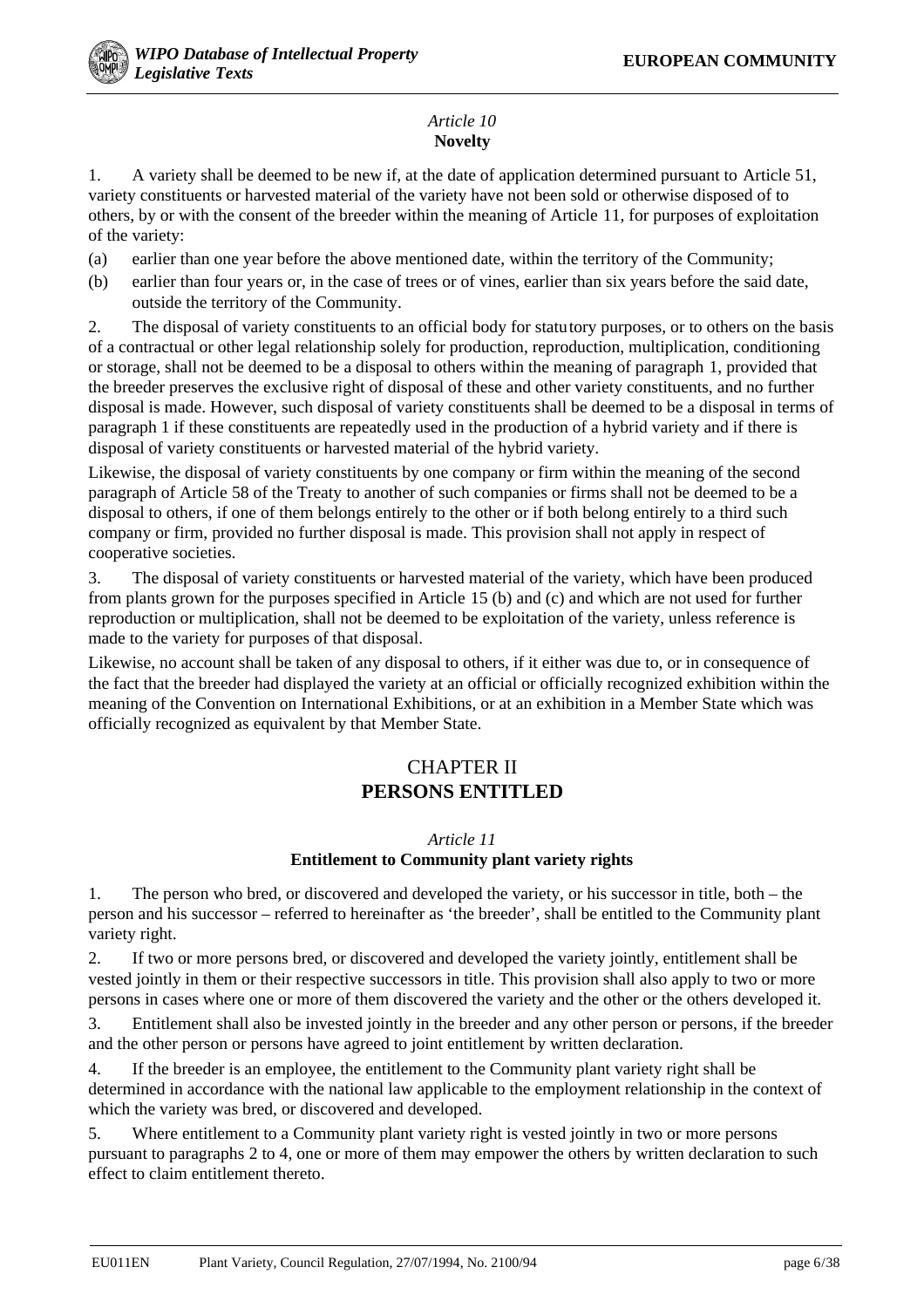*Article 10*
**Novelty**

1. A variety shall be deemed to be new if, at the date of application determined pursuant to Article 51, variety constituents or harvested material of the variety have not been sold or otherwise disposed of to others, by or with the consent of the breeder within the meaning of Article 11, for purposes of exploitation of the variety:

(a) earlier than one year before the above mentioned date, within the territory of the Community;

(b) earlier than four years or, in the case of trees or of vines, earlier than six years before the said date, outside the territory of the Community.

2. The disposal of variety constituents to an official body for statutory purposes, or to others on the basis of a contractual or other legal relationship solely for production, reproduction, multiplication, conditioning or storage, shall not be deemed to be a disposal to others within the meaning of paragraph 1, provided that the breeder preserves the exclusive right of disposal of these and other variety constituents, and no further disposal is made. However, such disposal of variety constituents shall be deemed to be a disposal in terms of paragraph 1 if these constituents are repeatedly used in the production of a hybrid variety and if there is disposal of variety constituents or harvested material of the hybrid variety.

Likewise, the disposal of variety constituents by one company or firm within the meaning of the second paragraph of Article 58 of the Treaty to another of such companies or firms shall not be deemed to be a disposal to others, if one of them belongs entirely to the other or if both belong entirely to a third such company or firm, provided no further disposal is made. This provision shall not apply in respect of cooperative societies.

3. The disposal of variety constituents or harvested material of the variety, which have been produced from plants grown for the purposes specified in Article 15 (b) and (c) and which are not used for further reproduction or multiplication, shall not be deemed to be exploitation of the variety, unless reference is made to the variety for purposes of that disposal.

Likewise, no account shall be taken of any disposal to others, if it either was due to, or in consequence of the fact that the breeder had displayed the variety at an official or officially recognized exhibition within the meaning of the Convention on International Exhibitions, or at an exhibition in a Member State which was officially recognized as equivalent by that Member State.

## CHAPTER II
## PERSONS ENTITLED

*Article 11*
**Entitlement to Community plant variety rights**

1. The person who bred, or discovered and developed the variety, or his successor in title, both – the person and his successor – referred to hereinafter as 'the breeder', shall be entitled to the Community plant variety right.

2. If two or more persons bred, or discovered and developed the variety jointly, entitlement shall be vested jointly in them or their respective successors in title. This provision shall also apply to two or more persons in cases where one or more of them discovered the variety and the other or the others developed it.

3. Entitlement shall also be invested jointly in the breeder and any other person or persons, if the breeder and the other person or persons have agreed to joint entitlement by written declaration.

4. If the breeder is an employee, the entitlement to the Community plant variety right shall be determined in accordance with the national law applicable to the employment relationship in the context of which the variety was bred, or discovered and developed.

5. Where entitlement to a Community plant variety right is vested jointly in two or more persons pursuant to paragraphs 2 to 4, one or more of them may empower the others by written declaration to such effect to claim entitlement thereto.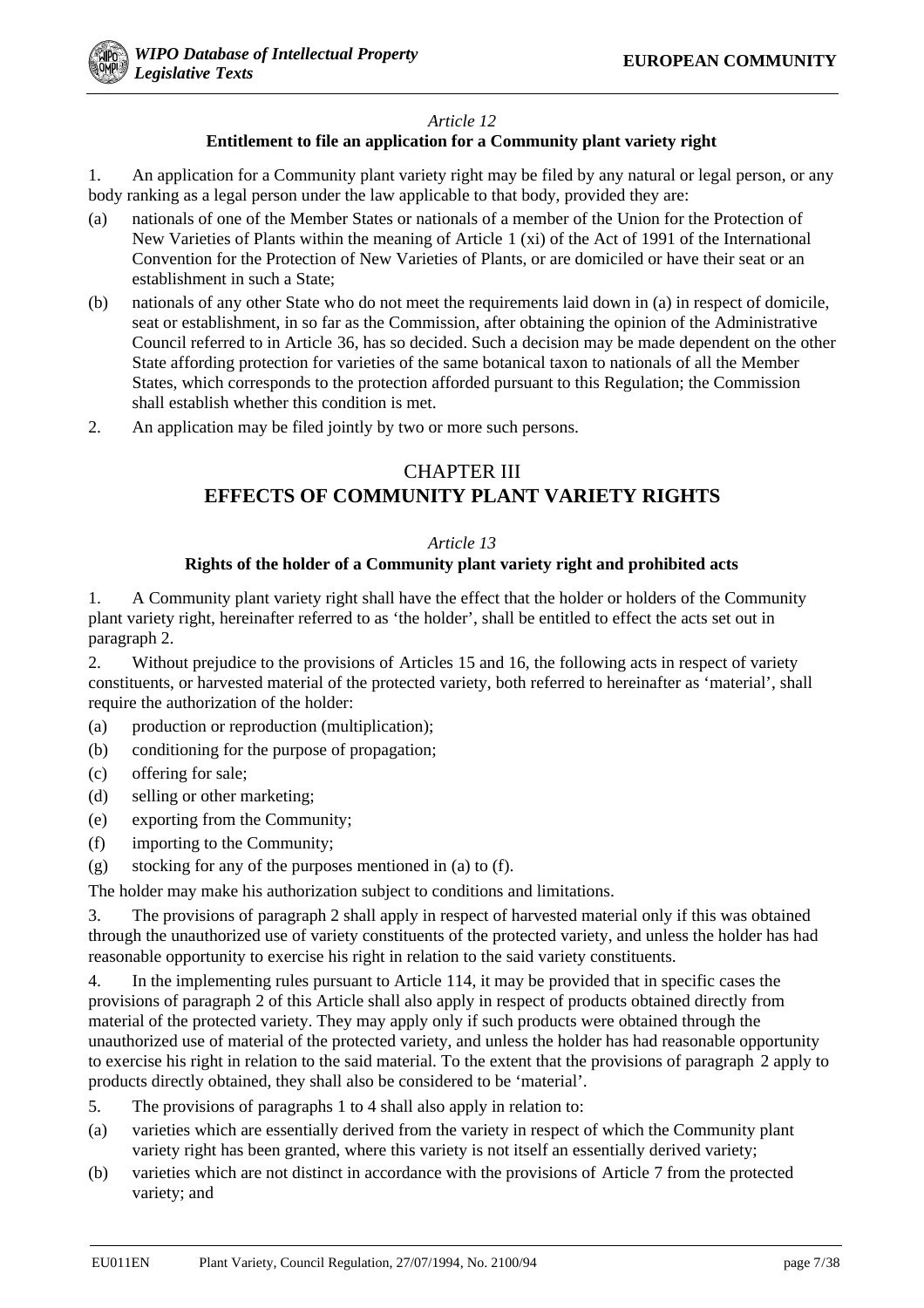*Article 12*

**Entitlement to file an application for a Community plant variety right**

1. An application for a Community plant variety right may be filed by any natural or legal person, or any body ranking as a legal person under the law applicable to that body, provided they are:

(a) nationals of one of the Member States or nationals of a member of the Union for the Protection of New Varieties of Plants within the meaning of Article 1 (xi) of the Act of 1991 of the International Convention for the Protection of New Varieties of Plants, or are domiciled or have their seat or an establishment in such a State;

(b) nationals of any other State who do not meet the requirements laid down in (a) in respect of domicile, seat or establishment, in so far as the Commission, after obtaining the opinion of the Administrative Council referred to in Article 36, has so decided. Such a decision may be made dependent on the other State affording protection for varieties of the same botanical taxon to nationals of all the Member States, which corresponds to the protection afforded pursuant to this Regulation; the Commission shall establish whether this condition is met.

2. An application may be filed jointly by two or more such persons.

## CHAPTER III
## EFFECTS OF COMMUNITY PLANT VARIETY RIGHTS

*Article 13*

**Rights of the holder of a Community plant variety right and prohibited acts**

1. A Community plant variety right shall have the effect that the holder or holders of the Community plant variety right, hereinafter referred to as 'the holder', shall be entitled to effect the acts set out in paragraph 2.

2. Without prejudice to the provisions of Articles 15 and 16, the following acts in respect of variety constituents, or harvested material of the protected variety, both referred to hereinafter as 'material', shall require the authorization of the holder:

(a) production or reproduction (multiplication);

(b) conditioning for the purpose of propagation;

(c) offering for sale;

(d) selling or other marketing;

(e) exporting from the Community;

(f) importing to the Community;

(g) stocking for any of the purposes mentioned in (a) to (f).

The holder may make his authorization subject to conditions and limitations.

3. The provisions of paragraph 2 shall apply in respect of harvested material only if this was obtained through the unauthorized use of variety constituents of the protected variety, and unless the holder has had reasonable opportunity to exercise his right in relation to the said variety constituents.

4. In the implementing rules pursuant to Article 114, it may be provided that in specific cases the provisions of paragraph 2 of this Article shall also apply in respect of products obtained directly from material of the protected variety. They may apply only if such products were obtained through the unauthorized use of material of the protected variety, and unless the holder has had reasonable opportunity to exercise his right in relation to the said material. To the extent that the provisions of paragraph 2 apply to products directly obtained, they shall also be considered to be 'material'.

5. The provisions of paragraphs 1 to 4 shall also apply in relation to:

(a) varieties which are essentially derived from the variety in respect of which the Community plant variety right has been granted, where this variety is not itself an essentially derived variety;

(b) varieties which are not distinct in accordance with the provisions of Article 7 from the protected variety; and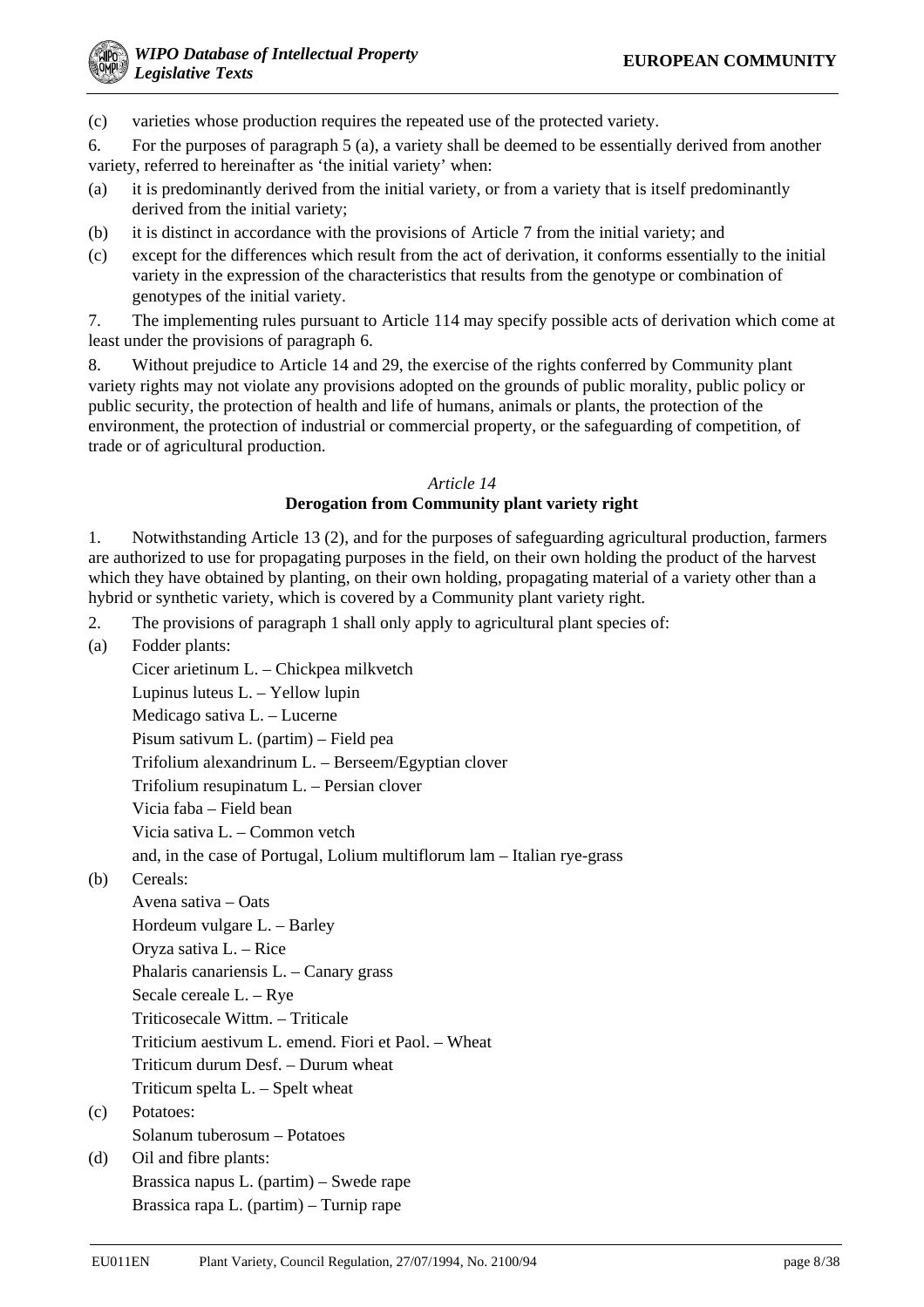(c) varieties whose production requires the repeated use of the protected variety.

6. For the purposes of paragraph 5 (a), a variety shall be deemed to be essentially derived from another variety, referred to hereinafter as 'the initial variety' when:

(a) it is predominantly derived from the initial variety, or from a variety that is itself predominantly derived from the initial variety;

(b) it is distinct in accordance with the provisions of Article 7 from the initial variety; and

(c) except for the differences which result from the act of derivation, it conforms essentially to the initial variety in the expression of the characteristics that results from the genotype or combination of genotypes of the initial variety.

7. The implementing rules pursuant to Article 114 may specify possible acts of derivation which come at least under the provisions of paragraph 6.

8. Without prejudice to Article 14 and 29, the exercise of the rights conferred by Community plant variety rights may not violate any provisions adopted on the grounds of public morality, public policy or public security, the protection of health and life of humans, animals or plants, the protection of the environment, the protection of industrial or commercial property, or the safeguarding of competition, of trade or of agricultural production.

### *Article 14*
### **Derogation from Community plant variety right**

1. Notwithstanding Article 13 (2), and for the purposes of safeguarding agricultural production, farmers are authorized to use for propagating purposes in the field, on their own holding the product of the harvest which they have obtained by planting, on their own holding, propagating material of a variety other than a hybrid or synthetic variety, which is covered by a Community plant variety right.

2. The provisions of paragraph 1 shall only apply to agricultural plant species of:

(a) Fodder plants:
   Cicer arietinum L. – Chickpea milkvetch
   Lupinus luteus L. – Yellow lupin
   Medicago sativa L. – Lucerne
   Pisum sativum L. (partim) – Field pea
   Trifolium alexandrinum L. – Berseem/Egyptian clover
   Trifolium resupinatum L. – Persian clover
   Vicia faba – Field bean
   Vicia sativa L. – Common vetch
   and, in the case of Portugal, Lolium multiflorum lam – Italian rye-grass

(b) Cereals:
   Avena sativa – Oats
   Hordeum vulgare L. – Barley
   Oryza sativa L. – Rice
   Phalaris canariensis L. – Canary grass
   Secale cereale L. – Rye
   Triticosecale Wittm. – Triticale
   Triticium aestivum L. emend. Fiori et Paol. – Wheat
   Triticum durum Desf. – Durum wheat
   Triticum spelta L. – Spelt wheat

(c) Potatoes:
   Solanum tuberosum – Potatoes

(d) Oil and fibre plants:
   Brassica napus L. (partim) – Swede rape
   Brassica rapa L. (partim) – Turnip rape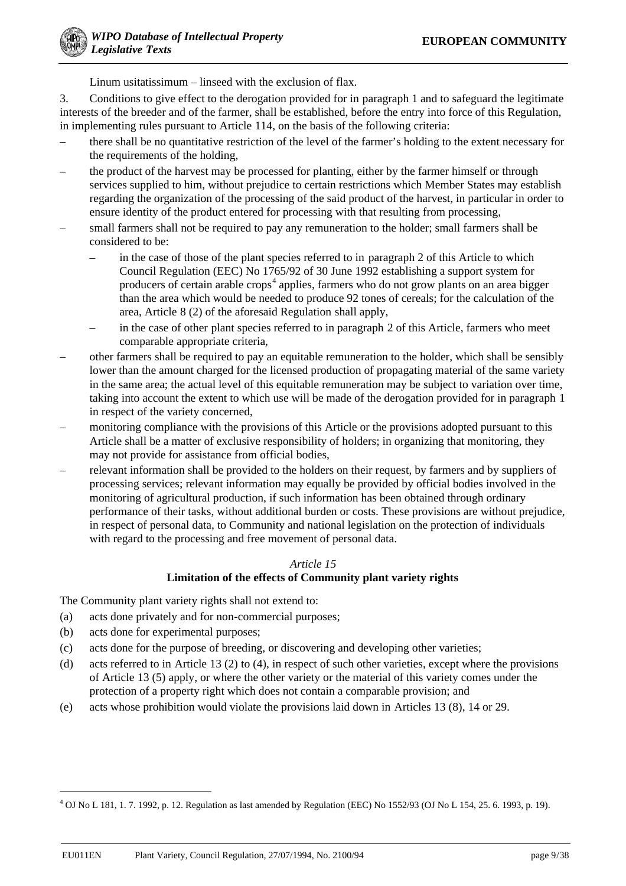Linum usitatissimum – linseed with the exclusion of flax.

3. Conditions to give effect to the derogation provided for in paragraph 1 and to safeguard the legitimate interests of the breeder and of the farmer, shall be established, before the entry into force of this Regulation, in implementing rules pursuant to Article 114, on the basis of the following criteria:

- there shall be no quantitative restriction of the level of the farmer's holding to the extent necessary for the requirements of the holding,
- the product of the harvest may be processed for planting, either by the farmer himself or through services supplied to him, without prejudice to certain restrictions which Member States may establish regarding the organization of the processing of the said product of the harvest, in particular in order to ensure identity of the product entered for processing with that resulting from processing,
- small farmers shall not be required to pay any remuneration to the holder; small farmers shall be considered to be:
  - in the case of those of the plant species referred to in paragraph 2 of this Article to which Council Regulation (EEC) No 1765/92 of 30 June 1992 establishing a support system for producers of certain arable crops[4] applies, farmers who do not grow plants on an area bigger than the area which would be needed to produce 92 tones of cereals; for the calculation of the area, Article 8 (2) of the aforesaid Regulation shall apply,
  - in the case of other plant species referred to in paragraph 2 of this Article, farmers who meet comparable appropriate criteria,
- other farmers shall be required to pay an equitable remuneration to the holder, which shall be sensibly lower than the amount charged for the licensed production of propagating material of the same variety in the same area; the actual level of this equitable remuneration may be subject to variation over time, taking into account the extent to which use will be made of the derogation provided for in paragraph 1 in respect of the variety concerned,
- monitoring compliance with the provisions of this Article or the provisions adopted pursuant to this Article shall be a matter of exclusive responsibility of holders; in organizing that monitoring, they may not provide for assistance from official bodies,
- relevant information shall be provided to the holders on their request, by farmers and by suppliers of processing services; relevant information may equally be provided by official bodies involved in the monitoring of agricultural production, if such information has been obtained through ordinary performance of their tasks, without additional burden or costs. These provisions are without prejudice, in respect of personal data, to Community and national legislation on the protection of individuals with regard to the processing and free movement of personal data.

*Article 15*

**Limitation of the effects of Community plant variety rights**

The Community plant variety rights shall not extend to:

(a) acts done privately and for non-commercial purposes;

(b) acts done for experimental purposes;

(c) acts done for the purpose of breeding, or discovering and developing other varieties;

(d) acts referred to in Article 13 (2) to (4), in respect of such other varieties, except where the provisions of Article 13 (5) apply, or where the other variety or the material of this variety comes under the protection of a property right which does not contain a comparable provision; and

(e) acts whose prohibition would violate the provisions laid down in Articles 13 (8), 14 or 29.

[4] OJ No L 181, 1. 7. 1992, p. 12. Regulation as last amended by Regulation (EEC) No 1552/93 (OJ No L 154, 25. 6. 1993, p. 19).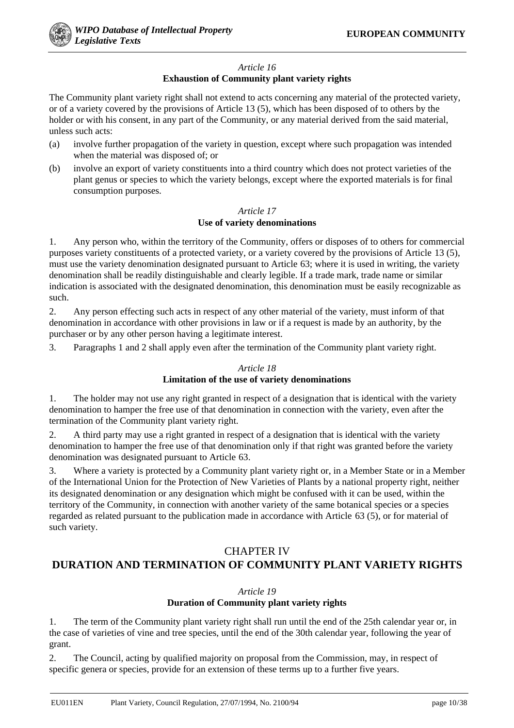*Article 16*
**Exhaustion of Community plant variety rights**

The Community plant variety right shall not extend to acts concerning any material of the protected variety, or of a variety covered by the provisions of Article 13 (5), which has been disposed of to others by the holder or with his consent, in any part of the Community, or any material derived from the said material, unless such acts:

(a) involve further propagation of the variety in question, except where such propagation was intended when the material was disposed of; or

(b) involve an export of variety constituents into a third country which does not protect varieties of the plant genus or species to which the variety belongs, except where the exported materials is for final consumption purposes.

*Article 17*
**Use of variety denominations**

1. Any person who, within the territory of the Community, offers or disposes of to others for commercial purposes variety constituents of a protected variety, or a variety covered by the provisions of Article 13 (5), must use the variety denomination designated pursuant to Article 63; where it is used in writing, the variety denomination shall be readily distinguishable and clearly legible. If a trade mark, trade name or similar indication is associated with the designated denomination, this denomination must be easily recognizable as such.

2. Any person effecting such acts in respect of any other material of the variety, must inform of that denomination in accordance with other provisions in law or if a request is made by an authority, by the purchaser or by any other person having a legitimate interest.

3. Paragraphs 1 and 2 shall apply even after the termination of the Community plant variety right.

*Article 18*
**Limitation of the use of variety denominations**

1. The holder may not use any right granted in respect of a designation that is identical with the variety denomination to hamper the free use of that denomination in connection with the variety, even after the termination of the Community plant variety right.

2. A third party may use a right granted in respect of a designation that is identical with the variety denomination to hamper the free use of that denomination only if that right was granted before the variety denomination was designated pursuant to Article 63.

3. Where a variety is protected by a Community plant variety right or, in a Member State or in a Member of the International Union for the Protection of New Varieties of Plants by a national property right, neither its designated denomination or any designation which might be confused with it can be used, within the territory of the Community, in connection with another variety of the same botanical species or a species regarded as related pursuant to the publication made in accordance with Article 63 (5), or for material of such variety.

## CHAPTER IV
## DURATION AND TERMINATION OF COMMUNITY PLANT VARIETY RIGHTS

*Article 19*
**Duration of Community plant variety rights**

1. The term of the Community plant variety right shall run until the end of the 25th calendar year or, in the case of varieties of vine and tree species, until the end of the 30th calendar year, following the year of grant.

2. The Council, acting by qualified majority on proposal from the Commission, may, in respect of specific genera or species, provide for an extension of these terms up to a further five years.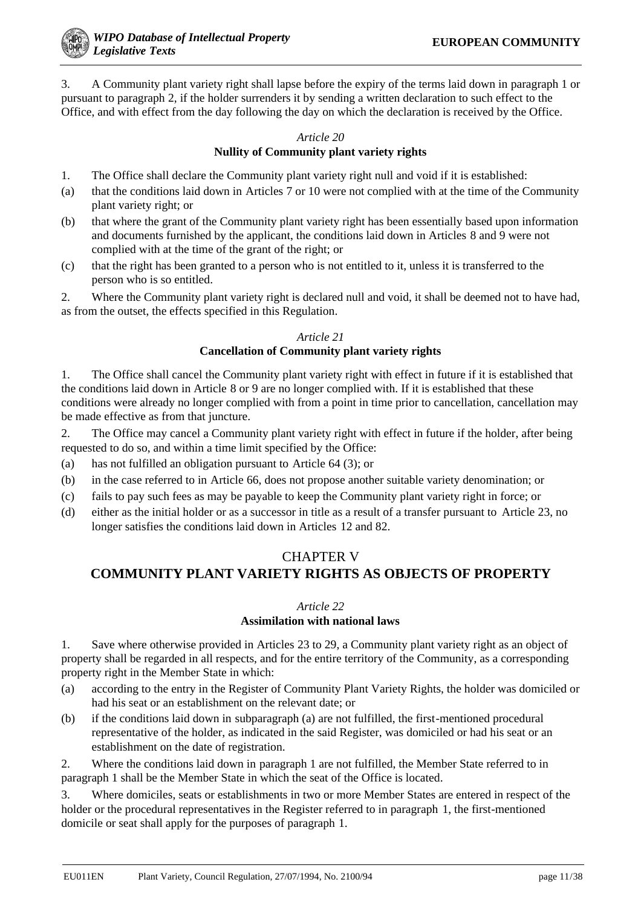3. A Community plant variety right shall lapse before the expiry of the terms laid down in paragraph 1 or pursuant to paragraph 2, if the holder surrenders it by sending a written declaration to such effect to the Office, and with effect from the day following the day on which the declaration is received by the Office.

*Article 20*

**Nullity of Community plant variety rights**

1. The Office shall declare the Community plant variety right null and void if it is established:

(a) that the conditions laid down in Articles 7 or 10 were not complied with at the time of the Community plant variety right; or

(b) that where the grant of the Community plant variety right has been essentially based upon information and documents furnished by the applicant, the conditions laid down in Articles 8 and 9 were not complied with at the time of the grant of the right; or

(c) that the right has been granted to a person who is not entitled to it, unless it is transferred to the person who is so entitled.

2. Where the Community plant variety right is declared null and void, it shall be deemed not to have had, as from the outset, the effects specified in this Regulation.

*Article 21*

**Cancellation of Community plant variety rights**

1. The Office shall cancel the Community plant variety right with effect in future if it is established that the conditions laid down in Article 8 or 9 are no longer complied with. If it is established that these conditions were already no longer complied with from a point in time prior to cancellation, cancellation may be made effective as from that juncture.

2. The Office may cancel a Community plant variety right with effect in future if the holder, after being requested to do so, and within a time limit specified by the Office:

(a) has not fulfilled an obligation pursuant to Article 64 (3); or

(b) in the case referred to in Article 66, does not propose another suitable variety denomination; or

(c) fails to pay such fees as may be payable to keep the Community plant variety right in force; or

(d) either as the initial holder or as a successor in title as a result of a transfer pursuant to Article 23, no longer satisfies the conditions laid down in Articles 12 and 82.

## CHAPTER V
## COMMUNITY PLANT VARIETY RIGHTS AS OBJECTS OF PROPERTY

*Article 22*

**Assimilation with national laws**

1. Save where otherwise provided in Articles 23 to 29, a Community plant variety right as an object of property shall be regarded in all respects, and for the entire territory of the Community, as a corresponding property right in the Member State in which:

(a) according to the entry in the Register of Community Plant Variety Rights, the holder was domiciled or had his seat or an establishment on the relevant date; or

(b) if the conditions laid down in subparagraph (a) are not fulfilled, the first-mentioned procedural representative of the holder, as indicated in the said Register, was domiciled or had his seat or an establishment on the date of registration.

2. Where the conditions laid down in paragraph 1 are not fulfilled, the Member State referred to in paragraph 1 shall be the Member State in which the seat of the Office is located.

3. Where domiciles, seats or establishments in two or more Member States are entered in respect of the holder or the procedural representatives in the Register referred to in paragraph 1, the first-mentioned domicile or seat shall apply for the purposes of paragraph 1.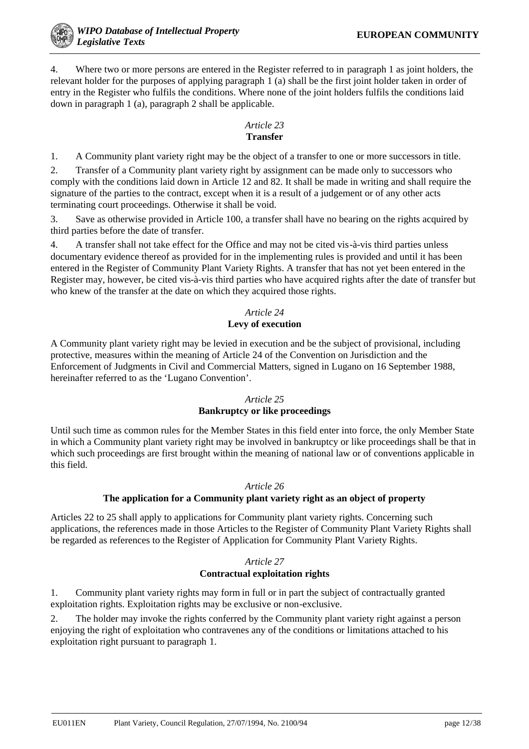4. Where two or more persons are entered in the Register referred to in paragraph 1 as joint holders, the relevant holder for the purposes of applying paragraph 1 (a) shall be the first joint holder taken in order of entry in the Register who fulfils the conditions. Where none of the joint holders fulfils the conditions laid down in paragraph 1 (a), paragraph 2 shall be applicable.

*Article 23*
**Transfer**

1. A Community plant variety right may be the object of a transfer to one or more successors in title.

2. Transfer of a Community plant variety right by assignment can be made only to successors who comply with the conditions laid down in Article 12 and 82. It shall be made in writing and shall require the signature of the parties to the contract, except when it is a result of a judgement or of any other acts terminating court proceedings. Otherwise it shall be void.

3. Save as otherwise provided in Article 100, a transfer shall have no bearing on the rights acquired by third parties before the date of transfer.

4. A transfer shall not take effect for the Office and may not be cited vis-à-vis third parties unless documentary evidence thereof as provided for in the implementing rules is provided and until it has been entered in the Register of Community Plant Variety Rights. A transfer that has not yet been entered in the Register may, however, be cited vis-à-vis third parties who have acquired rights after the date of transfer but who knew of the transfer at the date on which they acquired those rights.

*Article 24*
**Levy of execution**

A Community plant variety right may be levied in execution and be the subject of provisional, including protective, measures within the meaning of Article 24 of the Convention on Jurisdiction and the Enforcement of Judgments in Civil and Commercial Matters, signed in Lugano on 16 September 1988, hereinafter referred to as the 'Lugano Convention'.

*Article 25*
**Bankruptcy or like proceedings**

Until such time as common rules for the Member States in this field enter into force, the only Member State in which a Community plant variety right may be involved in bankruptcy or like proceedings shall be that in which such proceedings are first brought within the meaning of national law or of conventions applicable in this field.

*Article 26*
**The application for a Community plant variety right as an object of property**

Articles 22 to 25 shall apply to applications for Community plant variety rights. Concerning such applications, the references made in those Articles to the Register of Community Plant Variety Rights shall be regarded as references to the Register of Application for Community Plant Variety Rights.

*Article 27*
**Contractual exploitation rights**

1. Community plant variety rights may form in full or in part the subject of contractually granted exploitation rights. Exploitation rights may be exclusive or non-exclusive.

2. The holder may invoke the rights conferred by the Community plant variety right against a person enjoying the right of exploitation who contravenes any of the conditions or limitations attached to his exploitation right pursuant to paragraph 1.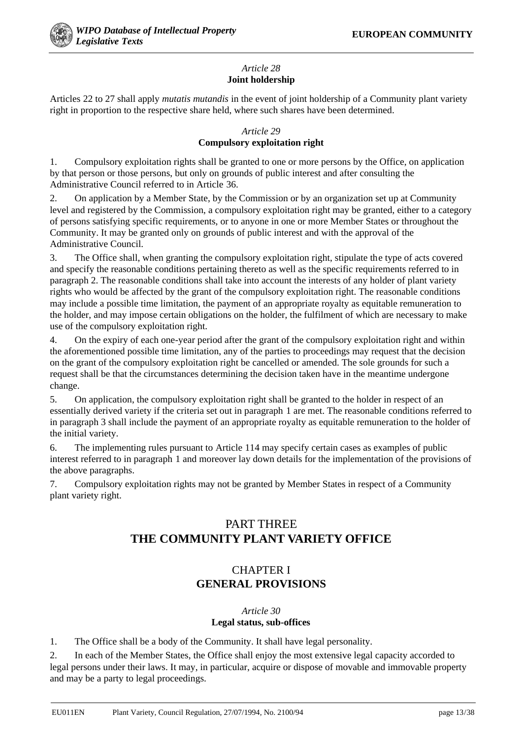*Article 28*
**Joint holdership**

Articles 22 to 27 shall apply *mutatis mutandis* in the event of joint holdership of a Community plant variety right in proportion to the respective share held, where such shares have been determined.

*Article 29*
**Compulsory exploitation right**

1. Compulsory exploitation rights shall be granted to one or more persons by the Office, on application by that person or those persons, but only on grounds of public interest and after consulting the Administrative Council referred to in Article 36.

2. On application by a Member State, by the Commission or by an organization set up at Community level and registered by the Commission, a compulsory exploitation right may be granted, either to a category of persons satisfying specific requirements, or to anyone in one or more Member States or throughout the Community. It may be granted only on grounds of public interest and with the approval of the Administrative Council.

3. The Office shall, when granting the compulsory exploitation right, stipulate the type of acts covered and specify the reasonable conditions pertaining thereto as well as the specific requirements referred to in paragraph 2. The reasonable conditions shall take into account the interests of any holder of plant variety rights who would be affected by the grant of the compulsory exploitation right. The reasonable conditions may include a possible time limitation, the payment of an appropriate royalty as equitable remuneration to the holder, and may impose certain obligations on the holder, the fulfilment of which are necessary to make use of the compulsory exploitation right.

4. On the expiry of each one-year period after the grant of the compulsory exploitation right and within the aforementioned possible time limitation, any of the parties to proceedings may request that the decision on the grant of the compulsory exploitation right be cancelled or amended. The sole grounds for such a request shall be that the circumstances determining the decision taken have in the meantime undergone change.

5. On application, the compulsory exploitation right shall be granted to the holder in respect of an essentially derived variety if the criteria set out in paragraph 1 are met. The reasonable conditions referred to in paragraph 3 shall include the payment of an appropriate royalty as equitable remuneration to the holder of the initial variety.

6. The implementing rules pursuant to Article 114 may specify certain cases as examples of public interest referred to in paragraph 1 and moreover lay down details for the implementation of the provisions of the above paragraphs.

7. Compulsory exploitation rights may not be granted by Member States in respect of a Community plant variety right.

# PART THREE
# THE COMMUNITY PLANT VARIETY OFFICE

## CHAPTER I
## GENERAL PROVISIONS

*Article 30*
**Legal status, sub-offices**

1. The Office shall be a body of the Community. It shall have legal personality.

2. In each of the Member States, the Office shall enjoy the most extensive legal capacity accorded to legal persons under their laws. It may, in particular, acquire or dispose of movable and immovable property and may be a party to legal proceedings.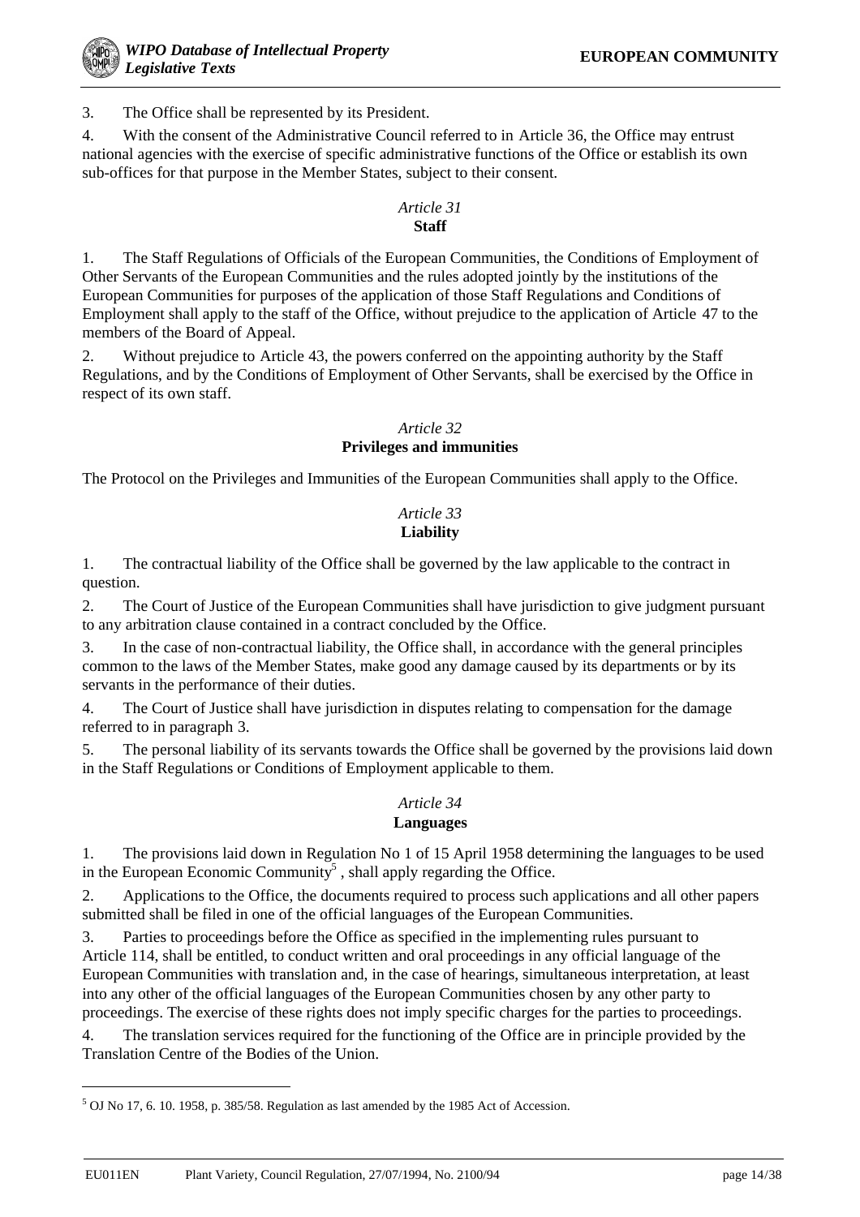3. The Office shall be represented by its President.

4. With the consent of the Administrative Council referred to in Article 36, the Office may entrust national agencies with the exercise of specific administrative functions of the Office or establish its own sub-offices for that purpose in the Member States, subject to their consent.

*Article 31*
**Staff**

1. The Staff Regulations of Officials of the European Communities, the Conditions of Employment of Other Servants of the European Communities and the rules adopted jointly by the institutions of the European Communities for purposes of the application of those Staff Regulations and Conditions of Employment shall apply to the staff of the Office, without prejudice to the application of Article 47 to the members of the Board of Appeal.

2. Without prejudice to Article 43, the powers conferred on the appointing authority by the Staff Regulations, and by the Conditions of Employment of Other Servants, shall be exercised by the Office in respect of its own staff.

*Article 32*
**Privileges and immunities**

The Protocol on the Privileges and Immunities of the European Communities shall apply to the Office.

*Article 33*
**Liability**

1. The contractual liability of the Office shall be governed by the law applicable to the contract in question.

2. The Court of Justice of the European Communities shall have jurisdiction to give judgment pursuant to any arbitration clause contained in a contract concluded by the Office.

3. In the case of non-contractual liability, the Office shall, in accordance with the general principles common to the laws of the Member States, make good any damage caused by its departments or by its servants in the performance of their duties.

4. The Court of Justice shall have jurisdiction in disputes relating to compensation for the damage referred to in paragraph 3.

5. The personal liability of its servants towards the Office shall be governed by the provisions laid down in the Staff Regulations or Conditions of Employment applicable to them.

*Article 34*
**Languages**

1. The provisions laid down in Regulation No 1 of 15 April 1958 determining the languages to be used in the European Economic Community[5] , shall apply regarding the Office.

2. Applications to the Office, the documents required to process such applications and all other papers submitted shall be filed in one of the official languages of the European Communities.

3. Parties to proceedings before the Office as specified in the implementing rules pursuant to Article 114, shall be entitled, to conduct written and oral proceedings in any official language of the European Communities with translation and, in the case of hearings, simultaneous interpretation, at least into any other of the official languages of the European Communities chosen by any other party to proceedings. The exercise of these rights does not imply specific charges for the parties to proceedings.

4. The translation services required for the functioning of the Office are in principle provided by the Translation Centre of the Bodies of the Union.

---

[5] OJ No 17, 6. 10. 1958, p. 385/58. Regulation as last amended by the 1985 Act of Accession.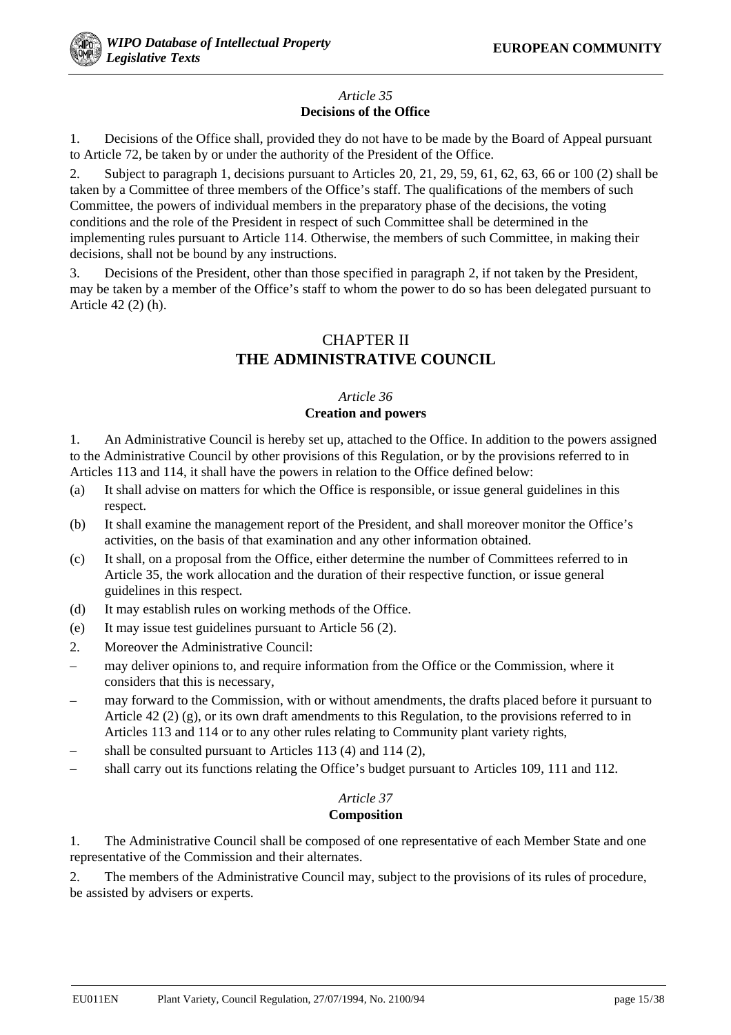*Article 35*
**Decisions of the Office**

1. Decisions of the Office shall, provided they do not have to be made by the Board of Appeal pursuant to Article 72, be taken by or under the authority of the President of the Office.

2. Subject to paragraph 1, decisions pursuant to Articles 20, 21, 29, 59, 61, 62, 63, 66 or 100 (2) shall be taken by a Committee of three members of the Office's staff. The qualifications of the members of such Committee, the powers of individual members in the preparatory phase of the decisions, the voting conditions and the role of the President in respect of such Committee shall be determined in the implementing rules pursuant to Article 114. Otherwise, the members of such Committee, in making their decisions, shall not be bound by any instructions.

3. Decisions of the President, other than those specified in paragraph 2, if not taken by the President, may be taken by a member of the Office's staff to whom the power to do so has been delegated pursuant to Article 42 (2) (h).

## CHAPTER II
## THE ADMINISTRATIVE COUNCIL

*Article 36*
**Creation and powers**

1. An Administrative Council is hereby set up, attached to the Office. In addition to the powers assigned to the Administrative Council by other provisions of this Regulation, or by the provisions referred to in Articles 113 and 114, it shall have the powers in relation to the Office defined below:

(a) It shall advise on matters for which the Office is responsible, or issue general guidelines in this respect.

(b) It shall examine the management report of the President, and shall moreover monitor the Office's activities, on the basis of that examination and any other information obtained.

(c) It shall, on a proposal from the Office, either determine the number of Committees referred to in Article 35, the work allocation and the duration of their respective function, or issue general guidelines in this respect.

(d) It may establish rules on working methods of the Office.

(e) It may issue test guidelines pursuant to Article 56 (2).

2. Moreover the Administrative Council:

– may deliver opinions to, and require information from the Office or the Commission, where it considers that this is necessary,

– may forward to the Commission, with or without amendments, the drafts placed before it pursuant to Article 42 (2) (g), or its own draft amendments to this Regulation, to the provisions referred to in Articles 113 and 114 or to any other rules relating to Community plant variety rights,

– shall be consulted pursuant to Articles 113 (4) and 114 (2),

– shall carry out its functions relating the Office's budget pursuant to Articles 109, 111 and 112.

*Article 37*
**Composition**

1. The Administrative Council shall be composed of one representative of each Member State and one representative of the Commission and their alternates.

2. The members of the Administrative Council may, subject to the provisions of its rules of procedure, be assisted by advisers or experts.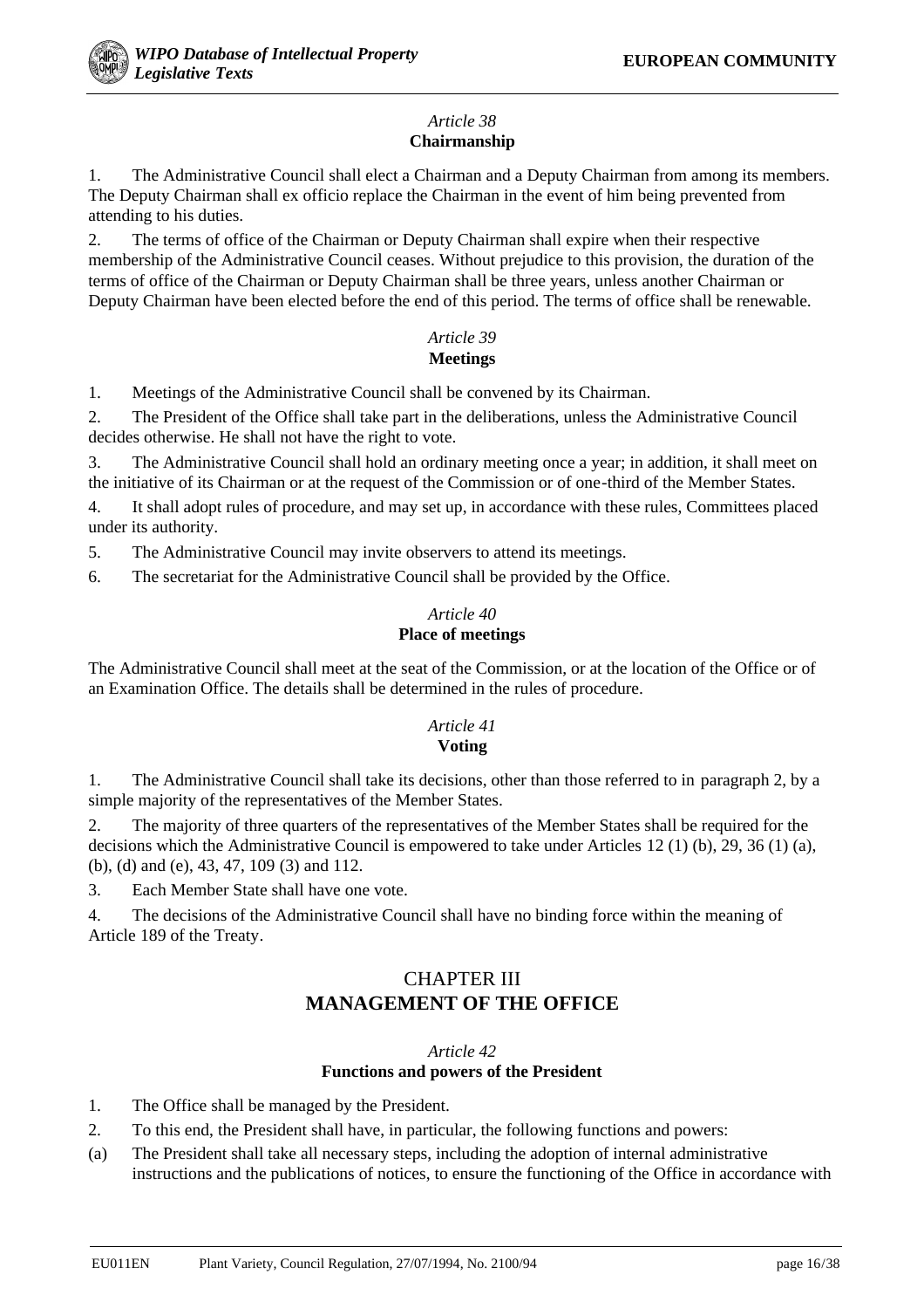*Article 38*
**Chairmanship**

1. The Administrative Council shall elect a Chairman and a Deputy Chairman from among its members. The Deputy Chairman shall ex officio replace the Chairman in the event of him being prevented from attending to his duties.

2. The terms of office of the Chairman or Deputy Chairman shall expire when their respective membership of the Administrative Council ceases. Without prejudice to this provision, the duration of the terms of office of the Chairman or Deputy Chairman shall be three years, unless another Chairman or Deputy Chairman have been elected before the end of this period. The terms of office shall be renewable.

*Article 39*
**Meetings**

1. Meetings of the Administrative Council shall be convened by its Chairman.

2. The President of the Office shall take part in the deliberations, unless the Administrative Council decides otherwise. He shall not have the right to vote.

3. The Administrative Council shall hold an ordinary meeting once a year; in addition, it shall meet on the initiative of its Chairman or at the request of the Commission or of one-third of the Member States.

4. It shall adopt rules of procedure, and may set up, in accordance with these rules, Committees placed under its authority.

5. The Administrative Council may invite observers to attend its meetings.

6. The secretariat for the Administrative Council shall be provided by the Office.

*Article 40*
**Place of meetings**

The Administrative Council shall meet at the seat of the Commission, or at the location of the Office or of an Examination Office. The details shall be determined in the rules of procedure.

*Article 41*
**Voting**

1. The Administrative Council shall take its decisions, other than those referred to in paragraph 2, by a simple majority of the representatives of the Member States.

2. The majority of three quarters of the representatives of the Member States shall be required for the decisions which the Administrative Council is empowered to take under Articles 12 (1) (b), 29, 36 (1) (a), (b), (d) and (e), 43, 47, 109 (3) and 112.

3. Each Member State shall have one vote.

4. The decisions of the Administrative Council shall have no binding force within the meaning of Article 189 of the Treaty.

## CHAPTER III
## MANAGEMENT OF THE OFFICE

*Article 42*
**Functions and powers of the President**

1. The Office shall be managed by the President.

2. To this end, the President shall have, in particular, the following functions and powers:

(a) The President shall take all necessary steps, including the adoption of internal administrative instructions and the publications of notices, to ensure the functioning of the Office in accordance with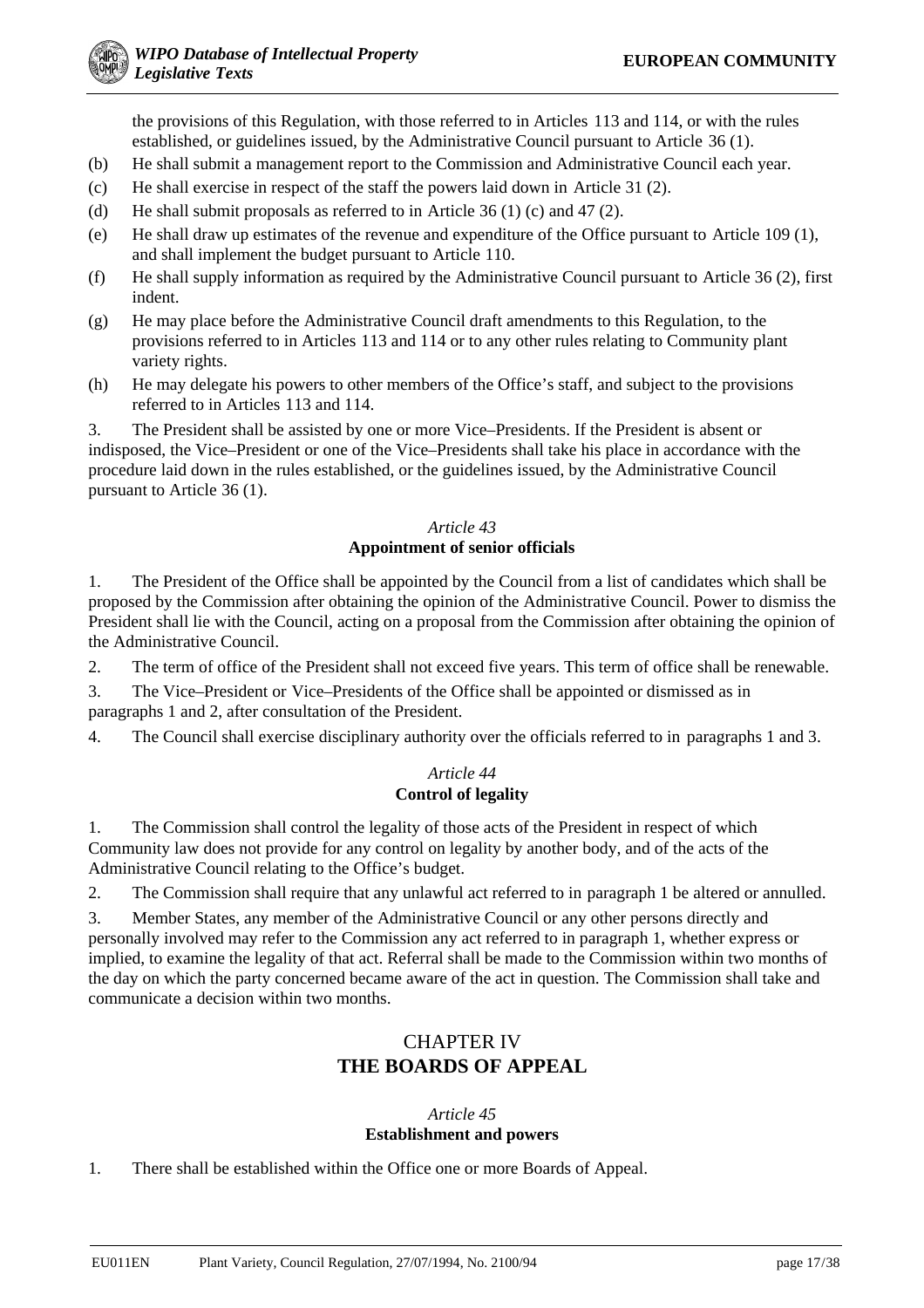the provisions of this Regulation, with those referred to in Articles 113 and 114, or with the rules established, or guidelines issued, by the Administrative Council pursuant to Article 36 (1).

(b) He shall submit a management report to the Commission and Administrative Council each year.

(c) He shall exercise in respect of the staff the powers laid down in Article 31 (2).

(d) He shall submit proposals as referred to in Article 36 (1) (c) and 47 (2).

(e) He shall draw up estimates of the revenue and expenditure of the Office pursuant to Article 109 (1), and shall implement the budget pursuant to Article 110.

(f) He shall supply information as required by the Administrative Council pursuant to Article 36 (2), first indent.

(g) He may place before the Administrative Council draft amendments to this Regulation, to the provisions referred to in Articles 113 and 114 or to any other rules relating to Community plant variety rights.

(h) He may delegate his powers to other members of the Office's staff, and subject to the provisions referred to in Articles 113 and 114.

3. The President shall be assisted by one or more Vice–Presidents. If the President is absent or indisposed, the Vice–President or one of the Vice–Presidents shall take his place in accordance with the procedure laid down in the rules established, or the guidelines issued, by the Administrative Council pursuant to Article 36 (1).

*Article 43*
**Appointment of senior officials**

1. The President of the Office shall be appointed by the Council from a list of candidates which shall be proposed by the Commission after obtaining the opinion of the Administrative Council. Power to dismiss the President shall lie with the Council, acting on a proposal from the Commission after obtaining the opinion of the Administrative Council.

2. The term of office of the President shall not exceed five years. This term of office shall be renewable.

3. The Vice–President or Vice–Presidents of the Office shall be appointed or dismissed as in paragraphs 1 and 2, after consultation of the President.

4. The Council shall exercise disciplinary authority over the officials referred to in paragraphs 1 and 3.

*Article 44*
**Control of legality**

1. The Commission shall control the legality of those acts of the President in respect of which Community law does not provide for any control on legality by another body, and of the acts of the Administrative Council relating to the Office's budget.

2. The Commission shall require that any unlawful act referred to in paragraph 1 be altered or annulled.

3. Member States, any member of the Administrative Council or any other persons directly and personally involved may refer to the Commission any act referred to in paragraph 1, whether express or implied, to examine the legality of that act. Referral shall be made to the Commission within two months of the day on which the party concerned became aware of the act in question. The Commission shall take and communicate a decision within two months.

## CHAPTER IV
## THE BOARDS OF APPEAL

*Article 45*
**Establishment and powers**

1. There shall be established within the Office one or more Boards of Appeal.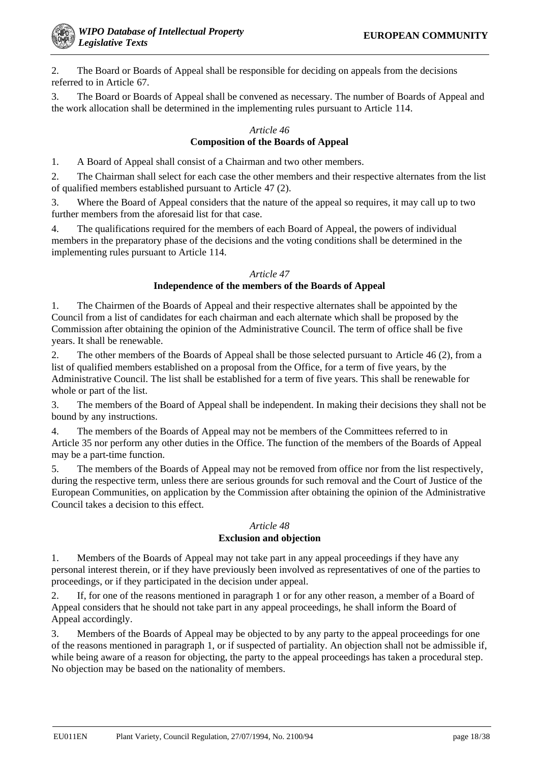2. The Board or Boards of Appeal shall be responsible for deciding on appeals from the decisions referred to in Article 67.

3. The Board or Boards of Appeal shall be convened as necessary. The number of Boards of Appeal and the work allocation shall be determined in the implementing rules pursuant to Article 114.

*Article 46*
**Composition of the Boards of Appeal**

1. A Board of Appeal shall consist of a Chairman and two other members.

2. The Chairman shall select for each case the other members and their respective alternates from the list of qualified members established pursuant to Article 47 (2).

3. Where the Board of Appeal considers that the nature of the appeal so requires, it may call up to two further members from the aforesaid list for that case.

4. The qualifications required for the members of each Board of Appeal, the powers of individual members in the preparatory phase of the decisions and the voting conditions shall be determined in the implementing rules pursuant to Article 114.

*Article 47*
**Independence of the members of the Boards of Appeal**

1. The Chairmen of the Boards of Appeal and their respective alternates shall be appointed by the Council from a list of candidates for each chairman and each alternate which shall be proposed by the Commission after obtaining the opinion of the Administrative Council. The term of office shall be five years. It shall be renewable.

2. The other members of the Boards of Appeal shall be those selected pursuant to Article 46 (2), from a list of qualified members established on a proposal from the Office, for a term of five years, by the Administrative Council. The list shall be established for a term of five years. This shall be renewable for whole or part of the list.

3. The members of the Board of Appeal shall be independent. In making their decisions they shall not be bound by any instructions.

4. The members of the Boards of Appeal may not be members of the Committees referred to in Article 35 nor perform any other duties in the Office. The function of the members of the Boards of Appeal may be a part-time function.

5. The members of the Boards of Appeal may not be removed from office nor from the list respectively, during the respective term, unless there are serious grounds for such removal and the Court of Justice of the European Communities, on application by the Commission after obtaining the opinion of the Administrative Council takes a decision to this effect.

*Article 48*
**Exclusion and objection**

1. Members of the Boards of Appeal may not take part in any appeal proceedings if they have any personal interest therein, or if they have previously been involved as representatives of one of the parties to proceedings, or if they participated in the decision under appeal.

2. If, for one of the reasons mentioned in paragraph 1 or for any other reason, a member of a Board of Appeal considers that he should not take part in any appeal proceedings, he shall inform the Board of Appeal accordingly.

3. Members of the Boards of Appeal may be objected to by any party to the appeal proceedings for one of the reasons mentioned in paragraph 1, or if suspected of partiality. An objection shall not be admissible if, while being aware of a reason for objecting, the party to the appeal proceedings has taken a procedural step. No objection may be based on the nationality of members.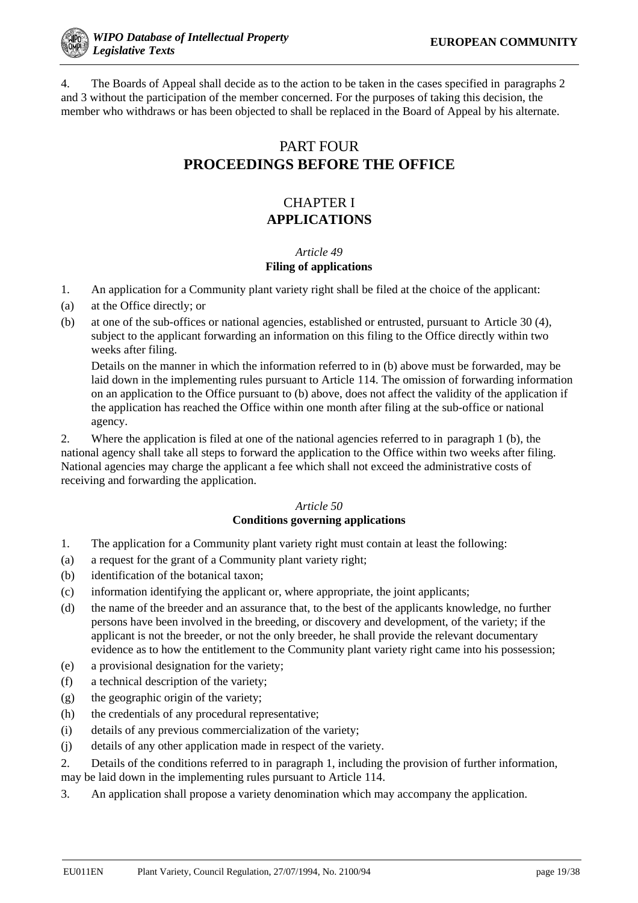4. The Boards of Appeal shall decide as to the action to be taken in the cases specified in paragraphs 2 and 3 without the participation of the member concerned. For the purposes of taking this decision, the member who withdraws or has been objected to shall be replaced in the Board of Appeal by his alternate.

# PART FOUR
# PROCEEDINGS BEFORE THE OFFICE

## CHAPTER I
## APPLICATIONS

### *Article 49*
### Filing of applications

1. An application for a Community plant variety right shall be filed at the choice of the applicant:

(a) at the Office directly; or

(b) at one of the sub-offices or national agencies, established or entrusted, pursuant to Article 30 (4), subject to the applicant forwarding an information on this filing to the Office directly within two weeks after filing.

Details on the manner in which the information referred to in (b) above must be forwarded, may be laid down in the implementing rules pursuant to Article 114. The omission of forwarding information on an application to the Office pursuant to (b) above, does not affect the validity of the application if the application has reached the Office within one month after filing at the sub-office or national agency.

2. Where the application is filed at one of the national agencies referred to in paragraph 1 (b), the national agency shall take all steps to forward the application to the Office within two weeks after filing. National agencies may charge the applicant a fee which shall not exceed the administrative costs of receiving and forwarding the application.

### *Article 50*
### Conditions governing applications

1. The application for a Community plant variety right must contain at least the following:

(a) a request for the grant of a Community plant variety right;

(b) identification of the botanical taxon;

(c) information identifying the applicant or, where appropriate, the joint applicants;

(d) the name of the breeder and an assurance that, to the best of the applicants knowledge, no further persons have been involved in the breeding, or discovery and development, of the variety; if the applicant is not the breeder, or not the only breeder, he shall provide the relevant documentary evidence as to how the entitlement to the Community plant variety right came into his possession;

(e) a provisional designation for the variety;

(f) a technical description of the variety;

(g) the geographic origin of the variety;

(h) the credentials of any procedural representative;

(i) details of any previous commercialization of the variety;

(j) details of any other application made in respect of the variety.

2. Details of the conditions referred to in paragraph 1, including the provision of further information, may be laid down in the implementing rules pursuant to Article 114.

3. An application shall propose a variety denomination which may accompany the application.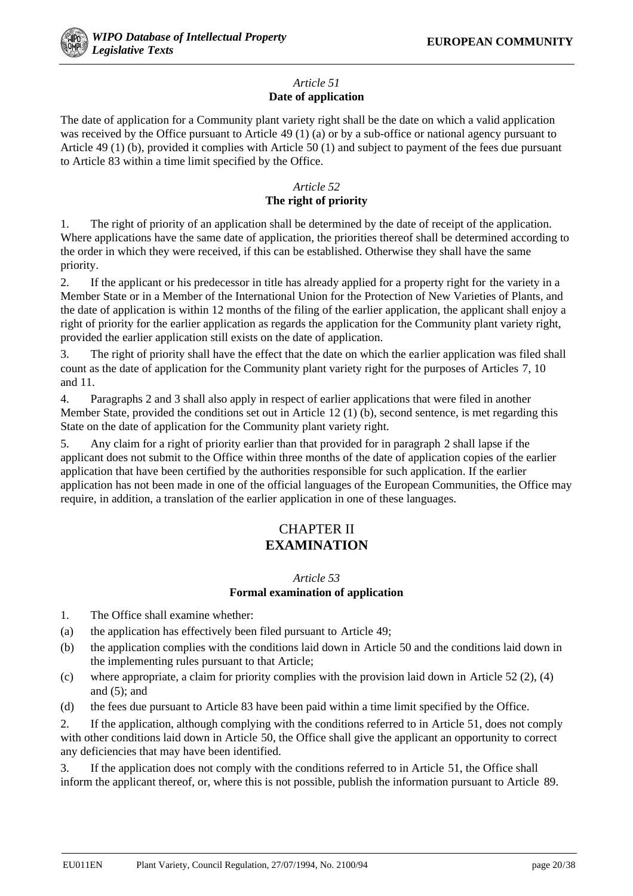*Article 51*
**Date of application**

The date of application for a Community plant variety right shall be the date on which a valid application was received by the Office pursuant to Article 49 (1) (a) or by a sub-office or national agency pursuant to Article 49 (1) (b), provided it complies with Article 50 (1) and subject to payment of the fees due pursuant to Article 83 within a time limit specified by the Office.

*Article 52*
**The right of priority**

1. The right of priority of an application shall be determined by the date of receipt of the application. Where applications have the same date of application, the priorities thereof shall be determined according to the order in which they were received, if this can be established. Otherwise they shall have the same priority.

2. If the applicant or his predecessor in title has already applied for a property right for the variety in a Member State or in a Member of the International Union for the Protection of New Varieties of Plants, and the date of application is within 12 months of the filing of the earlier application, the applicant shall enjoy a right of priority for the earlier application as regards the application for the Community plant variety right, provided the earlier application still exists on the date of application.

3. The right of priority shall have the effect that the date on which the earlier application was filed shall count as the date of application for the Community plant variety right for the purposes of Articles 7, 10 and 11.

4. Paragraphs 2 and 3 shall also apply in respect of earlier applications that were filed in another Member State, provided the conditions set out in Article 12 (1) (b), second sentence, is met regarding this State on the date of application for the Community plant variety right.

5. Any claim for a right of priority earlier than that provided for in paragraph 2 shall lapse if the applicant does not submit to the Office within three months of the date of application copies of the earlier application that have been certified by the authorities responsible for such application. If the earlier application has not been made in one of the official languages of the European Communities, the Office may require, in addition, a translation of the earlier application in one of these languages.

## CHAPTER II
## EXAMINATION

*Article 53*
**Formal examination of application**

1. The Office shall examine whether:

(a) the application has effectively been filed pursuant to Article 49;

(b) the application complies with the conditions laid down in Article 50 and the conditions laid down in the implementing rules pursuant to that Article;

(c) where appropriate, a claim for priority complies with the provision laid down in Article 52 (2), (4) and (5); and

(d) the fees due pursuant to Article 83 have been paid within a time limit specified by the Office.

2. If the application, although complying with the conditions referred to in Article 51, does not comply with other conditions laid down in Article 50, the Office shall give the applicant an opportunity to correct any deficiencies that may have been identified.

3. If the application does not comply with the conditions referred to in Article 51, the Office shall inform the applicant thereof, or, where this is not possible, publish the information pursuant to Article 89.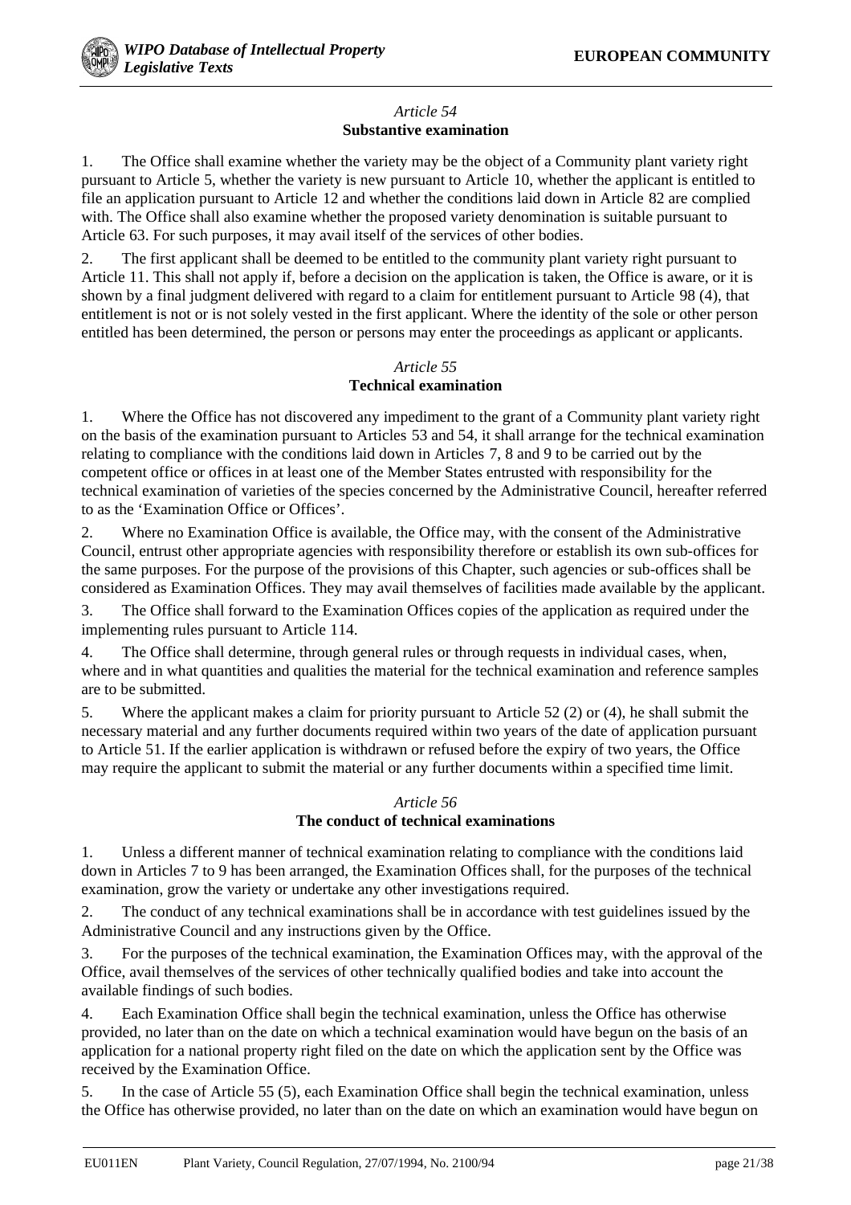*Article 54*
**Substantive examination**

1. The Office shall examine whether the variety may be the object of a Community plant variety right pursuant to Article 5, whether the variety is new pursuant to Article 10, whether the applicant is entitled to file an application pursuant to Article 12 and whether the conditions laid down in Article 82 are complied with. The Office shall also examine whether the proposed variety denomination is suitable pursuant to Article 63. For such purposes, it may avail itself of the services of other bodies.

2. The first applicant shall be deemed to be entitled to the community plant variety right pursuant to Article 11. This shall not apply if, before a decision on the application is taken, the Office is aware, or it is shown by a final judgment delivered with regard to a claim for entitlement pursuant to Article 98 (4), that entitlement is not or is not solely vested in the first applicant. Where the identity of the sole or other person entitled has been determined, the person or persons may enter the proceedings as applicant or applicants.

*Article 55*
**Technical examination**

1. Where the Office has not discovered any impediment to the grant of a Community plant variety right on the basis of the examination pursuant to Articles 53 and 54, it shall arrange for the technical examination relating to compliance with the conditions laid down in Articles 7, 8 and 9 to be carried out by the competent office or offices in at least one of the Member States entrusted with responsibility for the technical examination of varieties of the species concerned by the Administrative Council, hereafter referred to as the 'Examination Office or Offices'.

2. Where no Examination Office is available, the Office may, with the consent of the Administrative Council, entrust other appropriate agencies with responsibility therefore or establish its own sub-offices for the same purposes. For the purpose of the provisions of this Chapter, such agencies or sub-offices shall be considered as Examination Offices. They may avail themselves of facilities made available by the applicant.

3. The Office shall forward to the Examination Offices copies of the application as required under the implementing rules pursuant to Article 114.

4. The Office shall determine, through general rules or through requests in individual cases, when, where and in what quantities and qualities the material for the technical examination and reference samples are to be submitted.

5. Where the applicant makes a claim for priority pursuant to Article 52 (2) or (4), he shall submit the necessary material and any further documents required within two years of the date of application pursuant to Article 51. If the earlier application is withdrawn or refused before the expiry of two years, the Office may require the applicant to submit the material or any further documents within a specified time limit.

*Article 56*
**The conduct of technical examinations**

1. Unless a different manner of technical examination relating to compliance with the conditions laid down in Articles 7 to 9 has been arranged, the Examination Offices shall, for the purposes of the technical examination, grow the variety or undertake any other investigations required.

2. The conduct of any technical examinations shall be in accordance with test guidelines issued by the Administrative Council and any instructions given by the Office.

3. For the purposes of the technical examination, the Examination Offices may, with the approval of the Office, avail themselves of the services of other technically qualified bodies and take into account the available findings of such bodies.

4. Each Examination Office shall begin the technical examination, unless the Office has otherwise provided, no later than on the date on which a technical examination would have begun on the basis of an application for a national property right filed on the date on which the application sent by the Office was received by the Examination Office.

5. In the case of Article 55 (5), each Examination Office shall begin the technical examination, unless the Office has otherwise provided, no later than on the date on which an examination would have begun on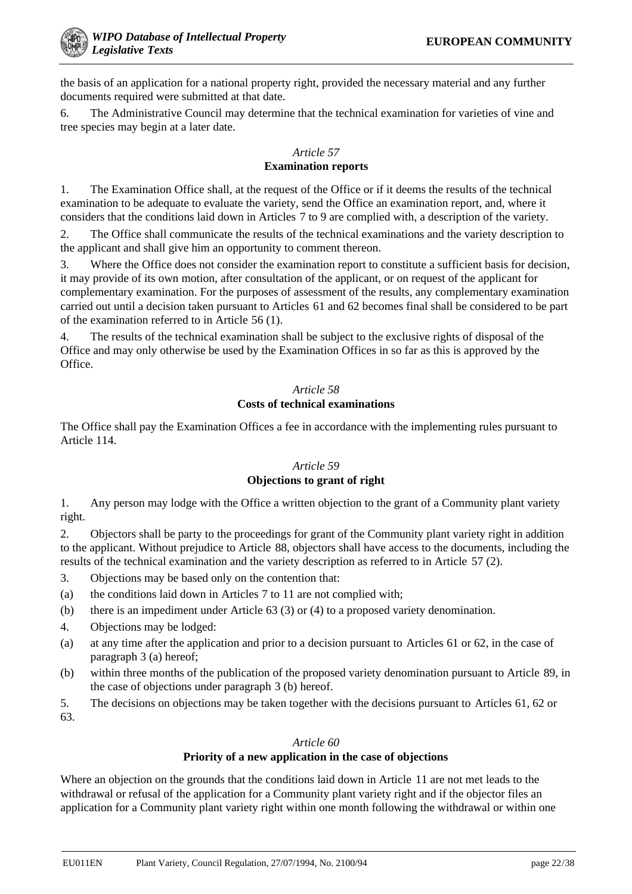the basis of an application for a national property right, provided the necessary material and any further documents required were submitted at that date.

6. The Administrative Council may determine that the technical examination for varieties of vine and tree species may begin at a later date.

*Article 57*

**Examination reports**

1. The Examination Office shall, at the request of the Office or if it deems the results of the technical examination to be adequate to evaluate the variety, send the Office an examination report, and, where it considers that the conditions laid down in Articles 7 to 9 are complied with, a description of the variety.

2. The Office shall communicate the results of the technical examinations and the variety description to the applicant and shall give him an opportunity to comment thereon.

3. Where the Office does not consider the examination report to constitute a sufficient basis for decision, it may provide of its own motion, after consultation of the applicant, or on request of the applicant for complementary examination. For the purposes of assessment of the results, any complementary examination carried out until a decision taken pursuant to Articles 61 and 62 becomes final shall be considered to be part of the examination referred to in Article 56 (1).

4. The results of the technical examination shall be subject to the exclusive rights of disposal of the Office and may only otherwise be used by the Examination Offices in so far as this is approved by the Office.

*Article 58*

**Costs of technical examinations**

The Office shall pay the Examination Offices a fee in accordance with the implementing rules pursuant to Article 114.

*Article 59*

**Objections to grant of right**

1. Any person may lodge with the Office a written objection to the grant of a Community plant variety right.

2. Objectors shall be party to the proceedings for grant of the Community plant variety right in addition to the applicant. Without prejudice to Article 88, objectors shall have access to the documents, including the results of the technical examination and the variety description as referred to in Article 57 (2).

3. Objections may be based only on the contention that:

(a) the conditions laid down in Articles 7 to 11 are not complied with;

(b) there is an impediment under Article 63 (3) or (4) to a proposed variety denomination.

4. Objections may be lodged:

(a) at any time after the application and prior to a decision pursuant to Articles 61 or 62, in the case of paragraph 3 (a) hereof;

(b) within three months of the publication of the proposed variety denomination pursuant to Article 89, in the case of objections under paragraph 3 (b) hereof.

5. The decisions on objections may be taken together with the decisions pursuant to Articles 61, 62 or 63.

*Article 60*

**Priority of a new application in the case of objections**

Where an objection on the grounds that the conditions laid down in Article 11 are not met leads to the withdrawal or refusal of the application for a Community plant variety right and if the objector files an application for a Community plant variety right within one month following the withdrawal or within one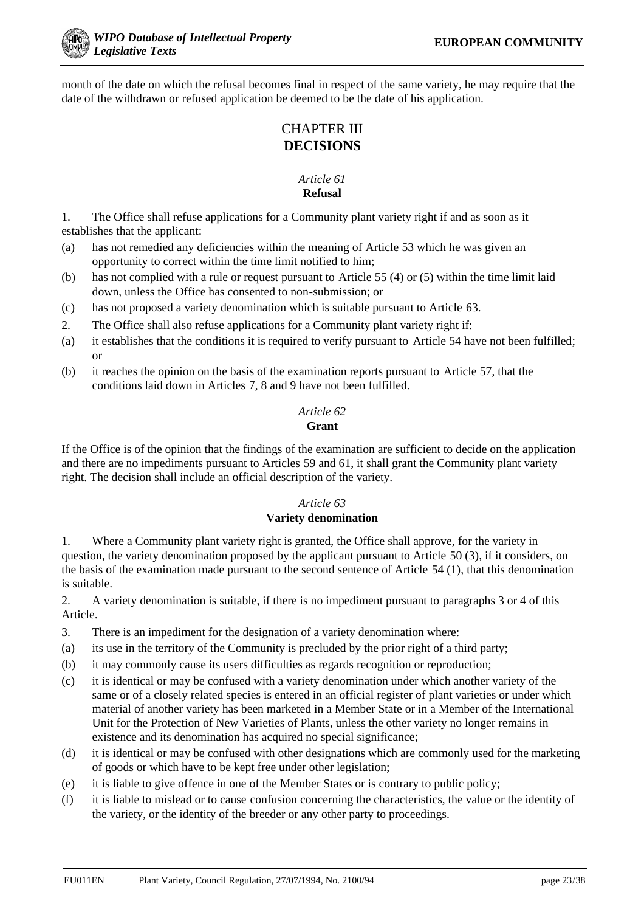month of the date on which the refusal becomes final in respect of the same variety, he may require that the date of the withdrawn or refused application be deemed to be the date of his application.

## CHAPTER III
## DECISIONS

### *Article 61*
### Refusal

1. The Office shall refuse applications for a Community plant variety right if and as soon as it establishes that the applicant:

(a) has not remedied any deficiencies within the meaning of Article 53 which he was given an opportunity to correct within the time limit notified to him;

(b) has not complied with a rule or request pursuant to Article 55 (4) or (5) within the time limit laid down, unless the Office has consented to non-submission; or

(c) has not proposed a variety denomination which is suitable pursuant to Article 63.

2. The Office shall also refuse applications for a Community plant variety right if:

(a) it establishes that the conditions it is required to verify pursuant to Article 54 have not been fulfilled; or

(b) it reaches the opinion on the basis of the examination reports pursuant to Article 57, that the conditions laid down in Articles 7, 8 and 9 have not been fulfilled.

### *Article 62*
### Grant

If the Office is of the opinion that the findings of the examination are sufficient to decide on the application and there are no impediments pursuant to Articles 59 and 61, it shall grant the Community plant variety right. The decision shall include an official description of the variety.

### *Article 63*
### Variety denomination

1. Where a Community plant variety right is granted, the Office shall approve, for the variety in question, the variety denomination proposed by the applicant pursuant to Article 50 (3), if it considers, on the basis of the examination made pursuant to the second sentence of Article 54 (1), that this denomination is suitable.

2. A variety denomination is suitable, if there is no impediment pursuant to paragraphs 3 or 4 of this Article.

3. There is an impediment for the designation of a variety denomination where:

(a) its use in the territory of the Community is precluded by the prior right of a third party;

(b) it may commonly cause its users difficulties as regards recognition or reproduction;

(c) it is identical or may be confused with a variety denomination under which another variety of the same or of a closely related species is entered in an official register of plant varieties or under which material of another variety has been marketed in a Member State or in a Member of the International Unit for the Protection of New Varieties of Plants, unless the other variety no longer remains in existence and its denomination has acquired no special significance;

(d) it is identical or may be confused with other designations which are commonly used for the marketing of goods or which have to be kept free under other legislation;

(e) it is liable to give offence in one of the Member States or is contrary to public policy;

(f) it is liable to mislead or to cause confusion concerning the characteristics, the value or the identity of the variety, or the identity of the breeder or any other party to proceedings.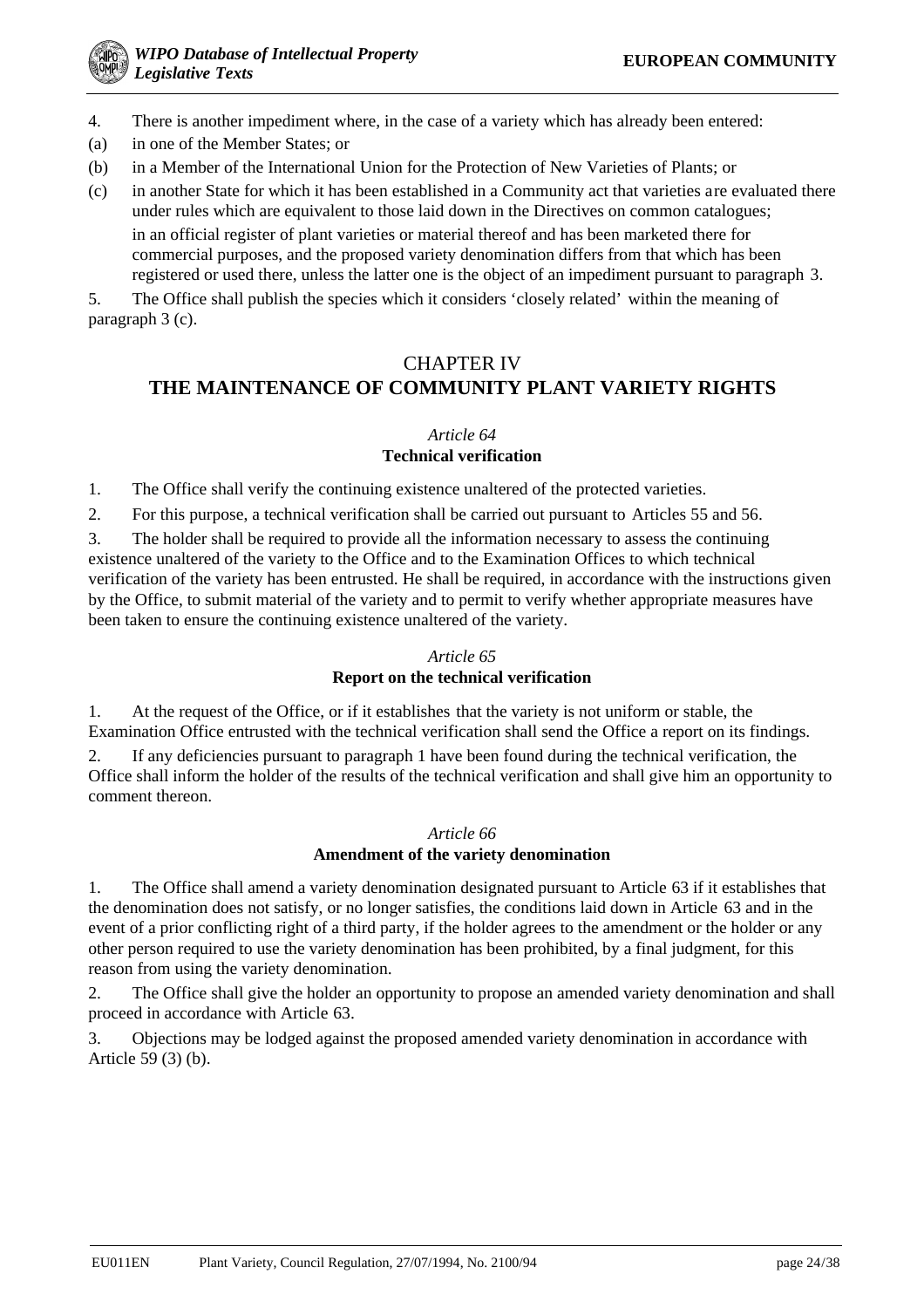4. There is another impediment where, in the case of a variety which has already been entered:

(a) in one of the Member States; or

(b) in a Member of the International Union for the Protection of New Varieties of Plants; or

(c) in another State for which it has been established in a Community act that varieties are evaluated there under rules which are equivalent to those laid down in the Directives on common catalogues;

in an official register of plant varieties or material thereof and has been marketed there for commercial purposes, and the proposed variety denomination differs from that which has been registered or used there, unless the latter one is the object of an impediment pursuant to paragraph 3.

5. The Office shall publish the species which it considers 'closely related' within the meaning of paragraph 3 (c).

## CHAPTER IV
## THE MAINTENANCE OF COMMUNITY PLANT VARIETY RIGHTS

### *Article 64*
### Technical verification

1. The Office shall verify the continuing existence unaltered of the protected varieties.

2. For this purpose, a technical verification shall be carried out pursuant to Articles 55 and 56.

3. The holder shall be required to provide all the information necessary to assess the continuing existence unaltered of the variety to the Office and to the Examination Offices to which technical verification of the variety has been entrusted. He shall be required, in accordance with the instructions given by the Office, to submit material of the variety and to permit to verify whether appropriate measures have been taken to ensure the continuing existence unaltered of the variety.

### *Article 65*
### Report on the technical verification

1. At the request of the Office, or if it establishes that the variety is not uniform or stable, the Examination Office entrusted with the technical verification shall send the Office a report on its findings.

2. If any deficiencies pursuant to paragraph 1 have been found during the technical verification, the Office shall inform the holder of the results of the technical verification and shall give him an opportunity to comment thereon.

### *Article 66*
### Amendment of the variety denomination

1. The Office shall amend a variety denomination designated pursuant to Article 63 if it establishes that the denomination does not satisfy, or no longer satisfies, the conditions laid down in Article 63 and in the event of a prior conflicting right of a third party, if the holder agrees to the amendment or the holder or any other person required to use the variety denomination has been prohibited, by a final judgment, for this reason from using the variety denomination.

2. The Office shall give the holder an opportunity to propose an amended variety denomination and shall proceed in accordance with Article 63.

3. Objections may be lodged against the proposed amended variety denomination in accordance with Article 59 (3) (b).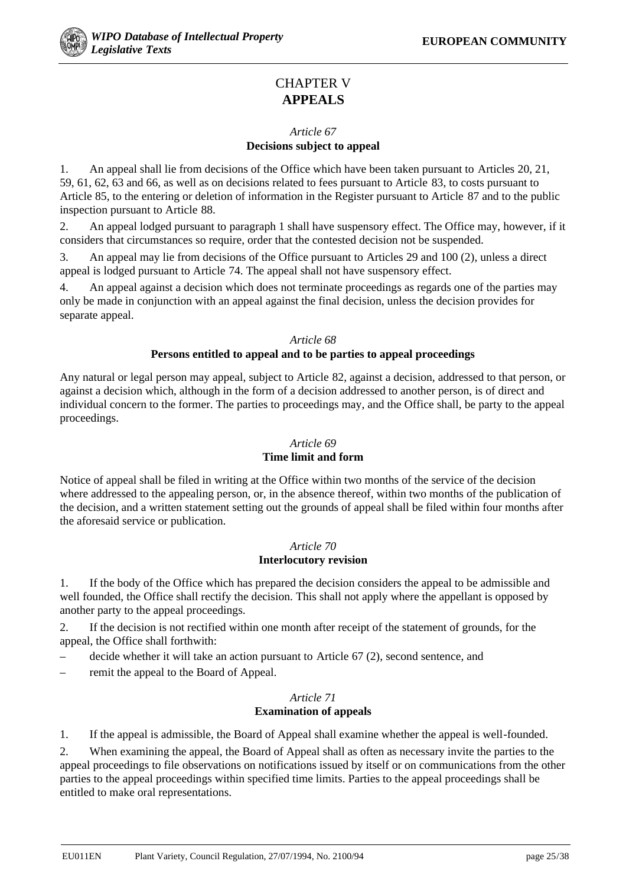# CHAPTER V
# **APPEALS**

*Article 67*
**Decisions subject to appeal**

1. An appeal shall lie from decisions of the Office which have been taken pursuant to Articles 20, 21, 59, 61, 62, 63 and 66, as well as on decisions related to fees pursuant to Article 83, to costs pursuant to Article 85, to the entering or deletion of information in the Register pursuant to Article 87 and to the public inspection pursuant to Article 88.

2. An appeal lodged pursuant to paragraph 1 shall have suspensory effect. The Office may, however, if it considers that circumstances so require, order that the contested decision not be suspended.

3. An appeal may lie from decisions of the Office pursuant to Articles 29 and 100 (2), unless a direct appeal is lodged pursuant to Article 74. The appeal shall not have suspensory effect.

4. An appeal against a decision which does not terminate proceedings as regards one of the parties may only be made in conjunction with an appeal against the final decision, unless the decision provides for separate appeal.

*Article 68*
**Persons entitled to appeal and to be parties to appeal proceedings**

Any natural or legal person may appeal, subject to Article 82, against a decision, addressed to that person, or against a decision which, although in the form of a decision addressed to another person, is of direct and individual concern to the former. The parties to proceedings may, and the Office shall, be party to the appeal proceedings.

*Article 69*
**Time limit and form**

Notice of appeal shall be filed in writing at the Office within two months of the service of the decision where addressed to the appealing person, or, in the absence thereof, within two months of the publication of the decision, and a written statement setting out the grounds of appeal shall be filed within four months after the aforesaid service or publication.

*Article 70*
**Interlocutory revision**

1. If the body of the Office which has prepared the decision considers the appeal to be admissible and well founded, the Office shall rectify the decision. This shall not apply where the appellant is opposed by another party to the appeal proceedings.

2. If the decision is not rectified within one month after receipt of the statement of grounds, for the appeal, the Office shall forthwith:

– decide whether it will take an action pursuant to Article 67 (2), second sentence, and

– remit the appeal to the Board of Appeal.

*Article 71*
**Examination of appeals**

1. If the appeal is admissible, the Board of Appeal shall examine whether the appeal is well-founded.

2. When examining the appeal, the Board of Appeal shall as often as necessary invite the parties to the appeal proceedings to file observations on notifications issued by itself or on communications from the other parties to the appeal proceedings within specified time limits. Parties to the appeal proceedings shall be entitled to make oral representations.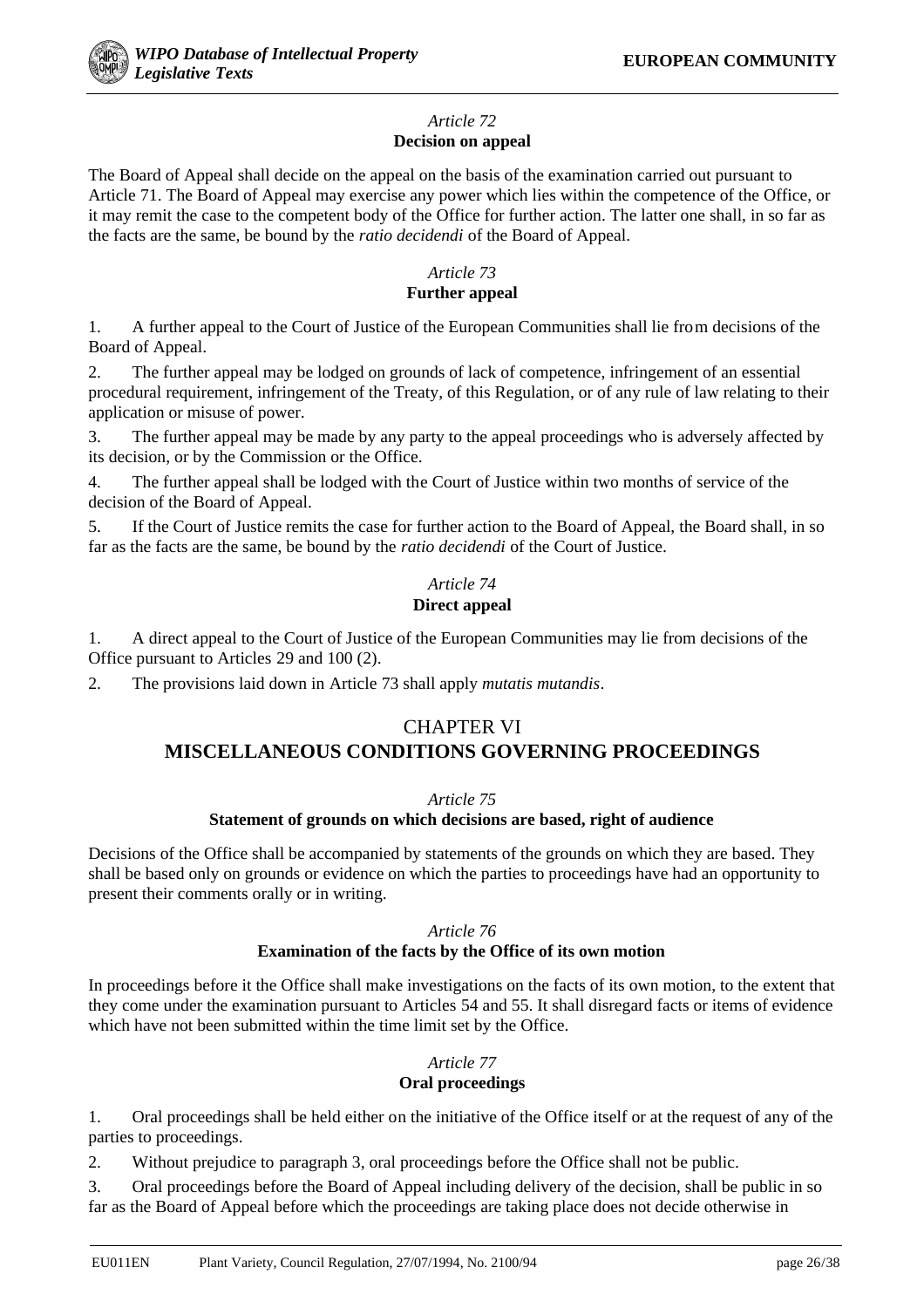*Article 72*
**Decision on appeal**

The Board of Appeal shall decide on the appeal on the basis of the examination carried out pursuant to Article 71. The Board of Appeal may exercise any power which lies within the competence of the Office, or it may remit the case to the competent body of the Office for further action. The latter one shall, in so far as the facts are the same, be bound by the *ratio decidendi* of the Board of Appeal.

*Article 73*
**Further appeal**

1. A further appeal to the Court of Justice of the European Communities shall lie from decisions of the Board of Appeal.

2. The further appeal may be lodged on grounds of lack of competence, infringement of an essential procedural requirement, infringement of the Treaty, of this Regulation, or of any rule of law relating to their application or misuse of power.

3. The further appeal may be made by any party to the appeal proceedings who is adversely affected by its decision, or by the Commission or the Office.

4. The further appeal shall be lodged with the Court of Justice within two months of service of the decision of the Board of Appeal.

5. If the Court of Justice remits the case for further action to the Board of Appeal, the Board shall, in so far as the facts are the same, be bound by the *ratio decidendi* of the Court of Justice.

*Article 74*
**Direct appeal**

1. A direct appeal to the Court of Justice of the European Communities may lie from decisions of the Office pursuant to Articles 29 and 100 (2).

2. The provisions laid down in Article 73 shall apply *mutatis mutandis*.

## CHAPTER VI
## MISCELLANEOUS CONDITIONS GOVERNING PROCEEDINGS

*Article 75*
**Statement of grounds on which decisions are based, right of audience**

Decisions of the Office shall be accompanied by statements of the grounds on which they are based. They shall be based only on grounds or evidence on which the parties to proceedings have had an opportunity to present their comments orally or in writing.

*Article 76*
**Examination of the facts by the Office of its own motion**

In proceedings before it the Office shall make investigations on the facts of its own motion, to the extent that they come under the examination pursuant to Articles 54 and 55. It shall disregard facts or items of evidence which have not been submitted within the time limit set by the Office.

*Article 77*
**Oral proceedings**

1. Oral proceedings shall be held either on the initiative of the Office itself or at the request of any of the parties to proceedings.

2. Without prejudice to paragraph 3, oral proceedings before the Office shall not be public.

3. Oral proceedings before the Board of Appeal including delivery of the decision, shall be public in so far as the Board of Appeal before which the proceedings are taking place does not decide otherwise in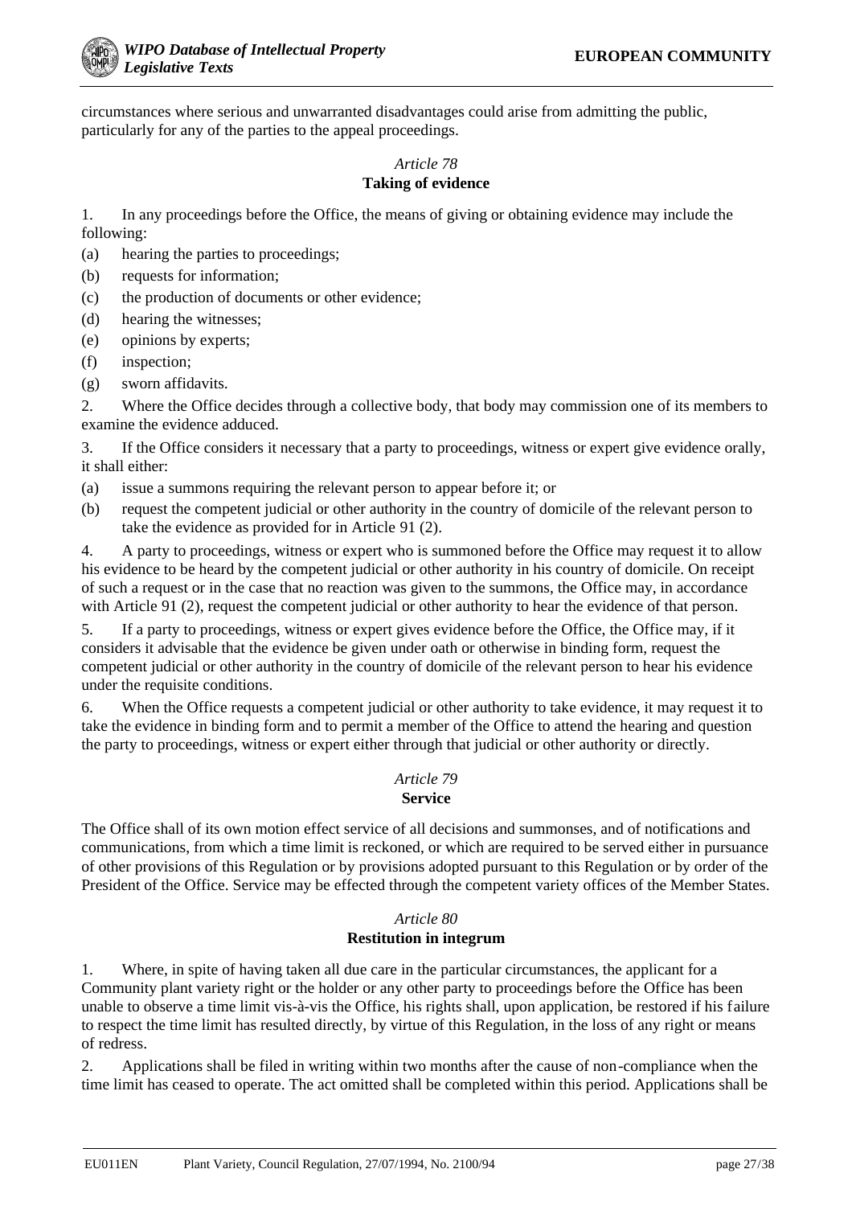circumstances where serious and unwarranted disadvantages could arise from admitting the public, particularly for any of the parties to the appeal proceedings.

*Article 78*

**Taking of evidence**

1. In any proceedings before the Office, the means of giving or obtaining evidence may include the following:

(a) hearing the parties to proceedings;

(b) requests for information;

(c) the production of documents or other evidence;

(d) hearing the witnesses;

(e) opinions by experts;

(f) inspection;

(g) sworn affidavits.

2. Where the Office decides through a collective body, that body may commission one of its members to examine the evidence adduced.

3. If the Office considers it necessary that a party to proceedings, witness or expert give evidence orally, it shall either:

(a) issue a summons requiring the relevant person to appear before it; or

(b) request the competent judicial or other authority in the country of domicile of the relevant person to take the evidence as provided for in Article 91 (2).

4. A party to proceedings, witness or expert who is summoned before the Office may request it to allow his evidence to be heard by the competent judicial or other authority in his country of domicile. On receipt of such a request or in the case that no reaction was given to the summons, the Office may, in accordance with Article 91 (2), request the competent judicial or other authority to hear the evidence of that person.

5. If a party to proceedings, witness or expert gives evidence before the Office, the Office may, if it considers it advisable that the evidence be given under oath or otherwise in binding form, request the competent judicial or other authority in the country of domicile of the relevant person to hear his evidence under the requisite conditions.

6. When the Office requests a competent judicial or other authority to take evidence, it may request it to take the evidence in binding form and to permit a member of the Office to attend the hearing and question the party to proceedings, witness or expert either through that judicial or other authority or directly.

*Article 79*

**Service**

The Office shall of its own motion effect service of all decisions and summonses, and of notifications and communications, from which a time limit is reckoned, or which are required to be served either in pursuance of other provisions of this Regulation or by provisions adopted pursuant to this Regulation or by order of the President of the Office. Service may be effected through the competent variety offices of the Member States.

*Article 80*

**Restitution in integrum**

1. Where, in spite of having taken all due care in the particular circumstances, the applicant for a Community plant variety right or the holder or any other party to proceedings before the Office has been unable to observe a time limit vis-à-vis the Office, his rights shall, upon application, be restored if his failure to respect the time limit has resulted directly, by virtue of this Regulation, in the loss of any right or means of redress.

2. Applications shall be filed in writing within two months after the cause of non-compliance when the time limit has ceased to operate. The act omitted shall be completed within this period. Applications shall be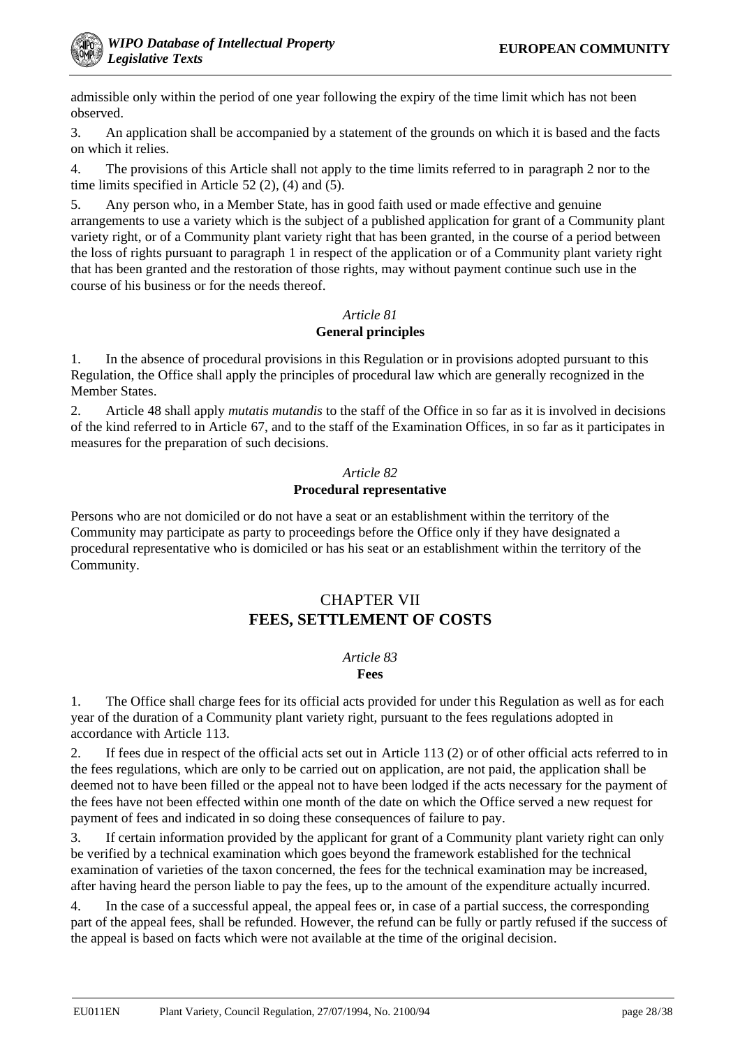admissible only within the period of one year following the expiry of the time limit which has not been observed.

3. An application shall be accompanied by a statement of the grounds on which it is based and the facts on which it relies.

4. The provisions of this Article shall not apply to the time limits referred to in paragraph 2 nor to the time limits specified in Article 52 (2), (4) and (5).

5. Any person who, in a Member State, has in good faith used or made effective and genuine arrangements to use a variety which is the subject of a published application for grant of a Community plant variety right, or of a Community plant variety right that has been granted, in the course of a period between the loss of rights pursuant to paragraph 1 in respect of the application or of a Community plant variety right that has been granted and the restoration of those rights, may without payment continue such use in the course of his business or for the needs thereof.

*Article 81*
**General principles**

1. In the absence of procedural provisions in this Regulation or in provisions adopted pursuant to this Regulation, the Office shall apply the principles of procedural law which are generally recognized in the Member States.

2. Article 48 shall apply *mutatis mutandis* to the staff of the Office in so far as it is involved in decisions of the kind referred to in Article 67, and to the staff of the Examination Offices, in so far as it participates in measures for the preparation of such decisions.

*Article 82*
**Procedural representative**

Persons who are not domiciled or do not have a seat or an establishment within the territory of the Community may participate as party to proceedings before the Office only if they have designated a procedural representative who is domiciled or has his seat or an establishment within the territory of the Community.

## CHAPTER VII
## FEES, SETTLEMENT OF COSTS

*Article 83*
**Fees**

1. The Office shall charge fees for its official acts provided for under this Regulation as well as for each year of the duration of a Community plant variety right, pursuant to the fees regulations adopted in accordance with Article 113.

2. If fees due in respect of the official acts set out in Article 113 (2) or of other official acts referred to in the fees regulations, which are only to be carried out on application, are not paid, the application shall be deemed not to have been filled or the appeal not to have been lodged if the acts necessary for the payment of the fees have not been effected within one month of the date on which the Office served a new request for payment of fees and indicated in so doing these consequences of failure to pay.

3. If certain information provided by the applicant for grant of a Community plant variety right can only be verified by a technical examination which goes beyond the framework established for the technical examination of varieties of the taxon concerned, the fees for the technical examination may be increased, after having heard the person liable to pay the fees, up to the amount of the expenditure actually incurred.

4. In the case of a successful appeal, the appeal fees or, in case of a partial success, the corresponding part of the appeal fees, shall be refunded. However, the refund can be fully or partly refused if the success of the appeal is based on facts which were not available at the time of the original decision.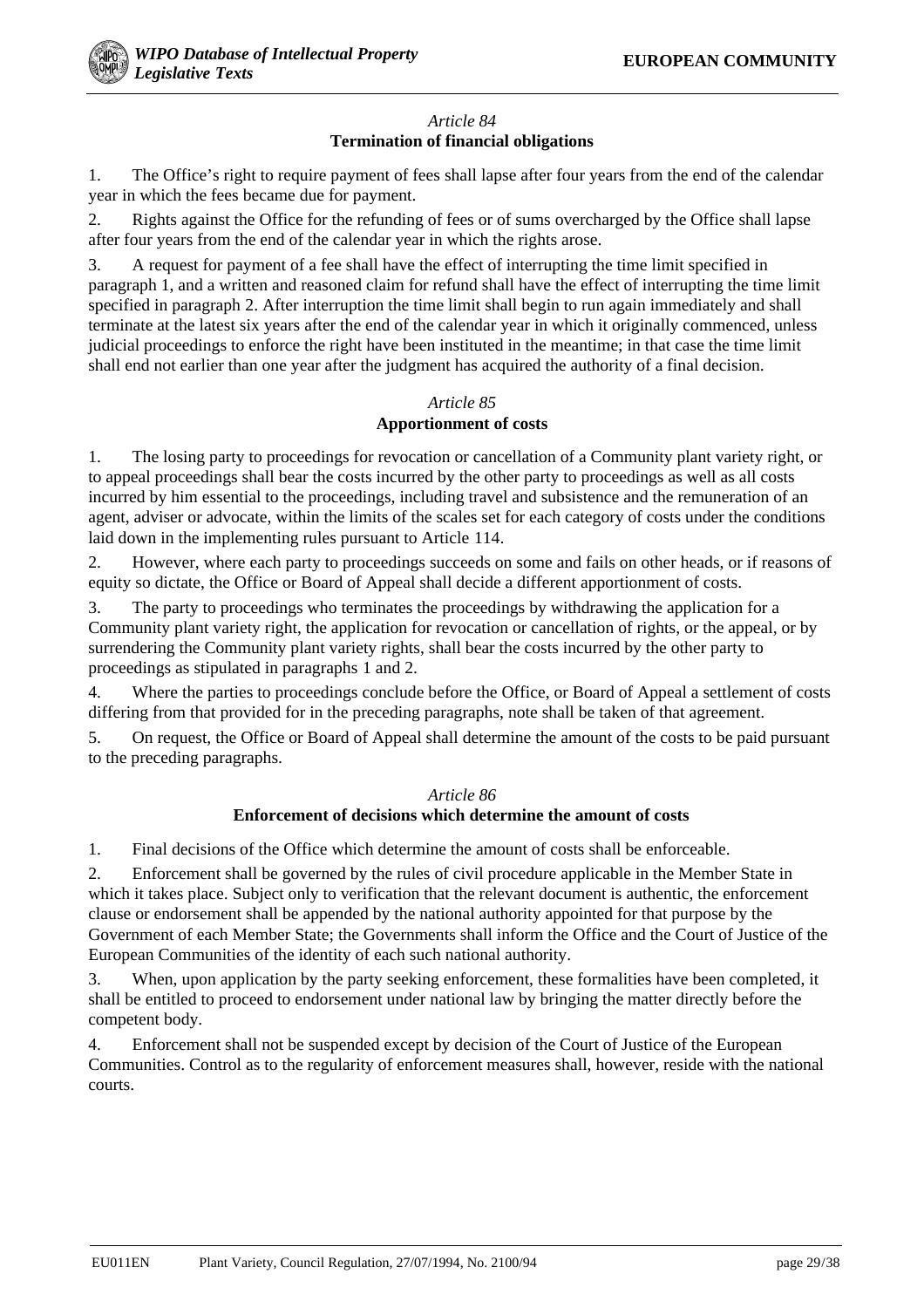*Article 84*
**Termination of financial obligations**

1. The Office's right to require payment of fees shall lapse after four years from the end of the calendar year in which the fees became due for payment.

2. Rights against the Office for the refunding of fees or of sums overcharged by the Office shall lapse after four years from the end of the calendar year in which the rights arose.

3. A request for payment of a fee shall have the effect of interrupting the time limit specified in paragraph 1, and a written and reasoned claim for refund shall have the effect of interrupting the time limit specified in paragraph 2. After interruption the time limit shall begin to run again immediately and shall terminate at the latest six years after the end of the calendar year in which it originally commenced, unless judicial proceedings to enforce the right have been instituted in the meantime; in that case the time limit shall end not earlier than one year after the judgment has acquired the authority of a final decision.

*Article 85*
**Apportionment of costs**

1. The losing party to proceedings for revocation or cancellation of a Community plant variety right, or to appeal proceedings shall bear the costs incurred by the other party to proceedings as well as all costs incurred by him essential to the proceedings, including travel and subsistence and the remuneration of an agent, adviser or advocate, within the limits of the scales set for each category of costs under the conditions laid down in the implementing rules pursuant to Article 114.

2. However, where each party to proceedings succeeds on some and fails on other heads, or if reasons of equity so dictate, the Office or Board of Appeal shall decide a different apportionment of costs.

3. The party to proceedings who terminates the proceedings by withdrawing the application for a Community plant variety right, the application for revocation or cancellation of rights, or the appeal, or by surrendering the Community plant variety rights, shall bear the costs incurred by the other party to proceedings as stipulated in paragraphs 1 and 2.

4. Where the parties to proceedings conclude before the Office, or Board of Appeal a settlement of costs differing from that provided for in the preceding paragraphs, note shall be taken of that agreement.

5. On request, the Office or Board of Appeal shall determine the amount of the costs to be paid pursuant to the preceding paragraphs.

*Article 86*
**Enforcement of decisions which determine the amount of costs**

1. Final decisions of the Office which determine the amount of costs shall be enforceable.

2. Enforcement shall be governed by the rules of civil procedure applicable in the Member State in which it takes place. Subject only to verification that the relevant document is authentic, the enforcement clause or endorsement shall be appended by the national authority appointed for that purpose by the Government of each Member State; the Governments shall inform the Office and the Court of Justice of the European Communities of the identity of each such national authority.

3. When, upon application by the party seeking enforcement, these formalities have been completed, it shall be entitled to proceed to endorsement under national law by bringing the matter directly before the competent body.

4. Enforcement shall not be suspended except by decision of the Court of Justice of the European Communities. Control as to the regularity of enforcement measures shall, however, reside with the national courts.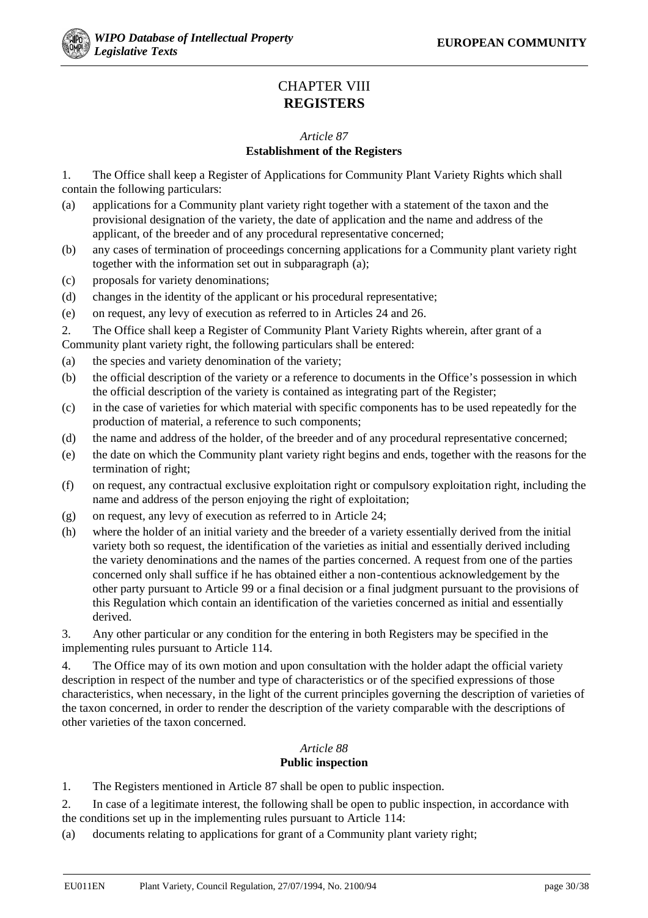# CHAPTER VIII
# REGISTERS

*Article 87*

**Establishment of the Registers**

1. The Office shall keep a Register of Applications for Community Plant Variety Rights which shall contain the following particulars:

(a) applications for a Community plant variety right together with a statement of the taxon and the provisional designation of the variety, the date of application and the name and address of the applicant, of the breeder and of any procedural representative concerned;

(b) any cases of termination of proceedings concerning applications for a Community plant variety right together with the information set out in subparagraph (a);

(c) proposals for variety denominations;

(d) changes in the identity of the applicant or his procedural representative;

(e) on request, any levy of execution as referred to in Articles 24 and 26.

2. The Office shall keep a Register of Community Plant Variety Rights wherein, after grant of a Community plant variety right, the following particulars shall be entered:

(a) the species and variety denomination of the variety;

(b) the official description of the variety or a reference to documents in the Office's possession in which the official description of the variety is contained as integrating part of the Register;

(c) in the case of varieties for which material with specific components has to be used repeatedly for the production of material, a reference to such components;

(d) the name and address of the holder, of the breeder and of any procedural representative concerned;

(e) the date on which the Community plant variety right begins and ends, together with the reasons for the termination of right;

(f) on request, any contractual exclusive exploitation right or compulsory exploitation right, including the name and address of the person enjoying the right of exploitation;

(g) on request, any levy of execution as referred to in Article 24;

(h) where the holder of an initial variety and the breeder of a variety essentially derived from the initial variety both so request, the identification of the varieties as initial and essentially derived including the variety denominations and the names of the parties concerned. A request from one of the parties concerned only shall suffice if he has obtained either a non-contentious acknowledgement by the other party pursuant to Article 99 or a final decision or a final judgment pursuant to the provisions of this Regulation which contain an identification of the varieties concerned as initial and essentially derived.

3. Any other particular or any condition for the entering in both Registers may be specified in the implementing rules pursuant to Article 114.

4. The Office may of its own motion and upon consultation with the holder adapt the official variety description in respect of the number and type of characteristics or of the specified expressions of those characteristics, when necessary, in the light of the current principles governing the description of varieties of the taxon concerned, in order to render the description of the variety comparable with the descriptions of other varieties of the taxon concerned.

*Article 88*

**Public inspection**

1. The Registers mentioned in Article 87 shall be open to public inspection.

2. In case of a legitimate interest, the following shall be open to public inspection, in accordance with the conditions set up in the implementing rules pursuant to Article 114:

(a) documents relating to applications for grant of a Community plant variety right;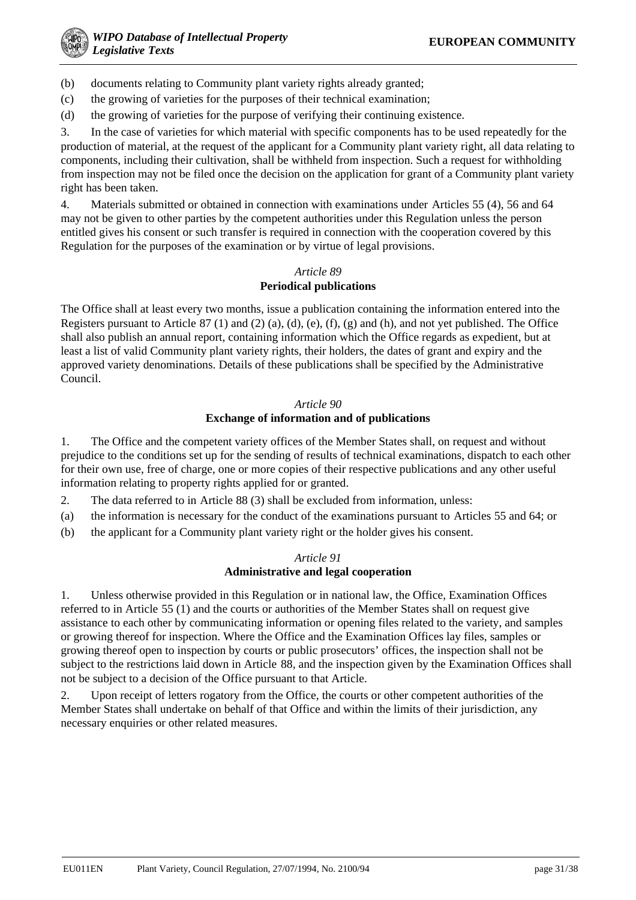(b) documents relating to Community plant variety rights already granted;

(c) the growing of varieties for the purposes of their technical examination;

(d) the growing of varieties for the purpose of verifying their continuing existence.

3. In the case of varieties for which material with specific components has to be used repeatedly for the production of material, at the request of the applicant for a Community plant variety right, all data relating to components, including their cultivation, shall be withheld from inspection. Such a request for withholding from inspection may not be filed once the decision on the application for grant of a Community plant variety right has been taken.

4. Materials submitted or obtained in connection with examinations under Articles 55 (4), 56 and 64 may not be given to other parties by the competent authorities under this Regulation unless the person entitled gives his consent or such transfer is required in connection with the cooperation covered by this Regulation for the purposes of the examination or by virtue of legal provisions.

*Article 89*

**Periodical publications**

The Office shall at least every two months, issue a publication containing the information entered into the Registers pursuant to Article 87 (1) and (2) (a), (d), (e), (f), (g) and (h), and not yet published. The Office shall also publish an annual report, containing information which the Office regards as expedient, but at least a list of valid Community plant variety rights, their holders, the dates of grant and expiry and the approved variety denominations. Details of these publications shall be specified by the Administrative Council.

*Article 90*

**Exchange of information and of publications**

1. The Office and the competent variety offices of the Member States shall, on request and without prejudice to the conditions set up for the sending of results of technical examinations, dispatch to each other for their own use, free of charge, one or more copies of their respective publications and any other useful information relating to property rights applied for or granted.

2. The data referred to in Article 88 (3) shall be excluded from information, unless:

(a) the information is necessary for the conduct of the examinations pursuant to Articles 55 and 64; or

(b) the applicant for a Community plant variety right or the holder gives his consent.

*Article 91*

**Administrative and legal cooperation**

1. Unless otherwise provided in this Regulation or in national law, the Office, Examination Offices referred to in Article 55 (1) and the courts or authorities of the Member States shall on request give assistance to each other by communicating information or opening files related to the variety, and samples or growing thereof for inspection. Where the Office and the Examination Offices lay files, samples or growing thereof open to inspection by courts or public prosecutors' offices, the inspection shall not be subject to the restrictions laid down in Article 88, and the inspection given by the Examination Offices shall not be subject to a decision of the Office pursuant to that Article.

2. Upon receipt of letters rogatory from the Office, the courts or other competent authorities of the Member States shall undertake on behalf of that Office and within the limits of their jurisdiction, any necessary enquiries or other related measures.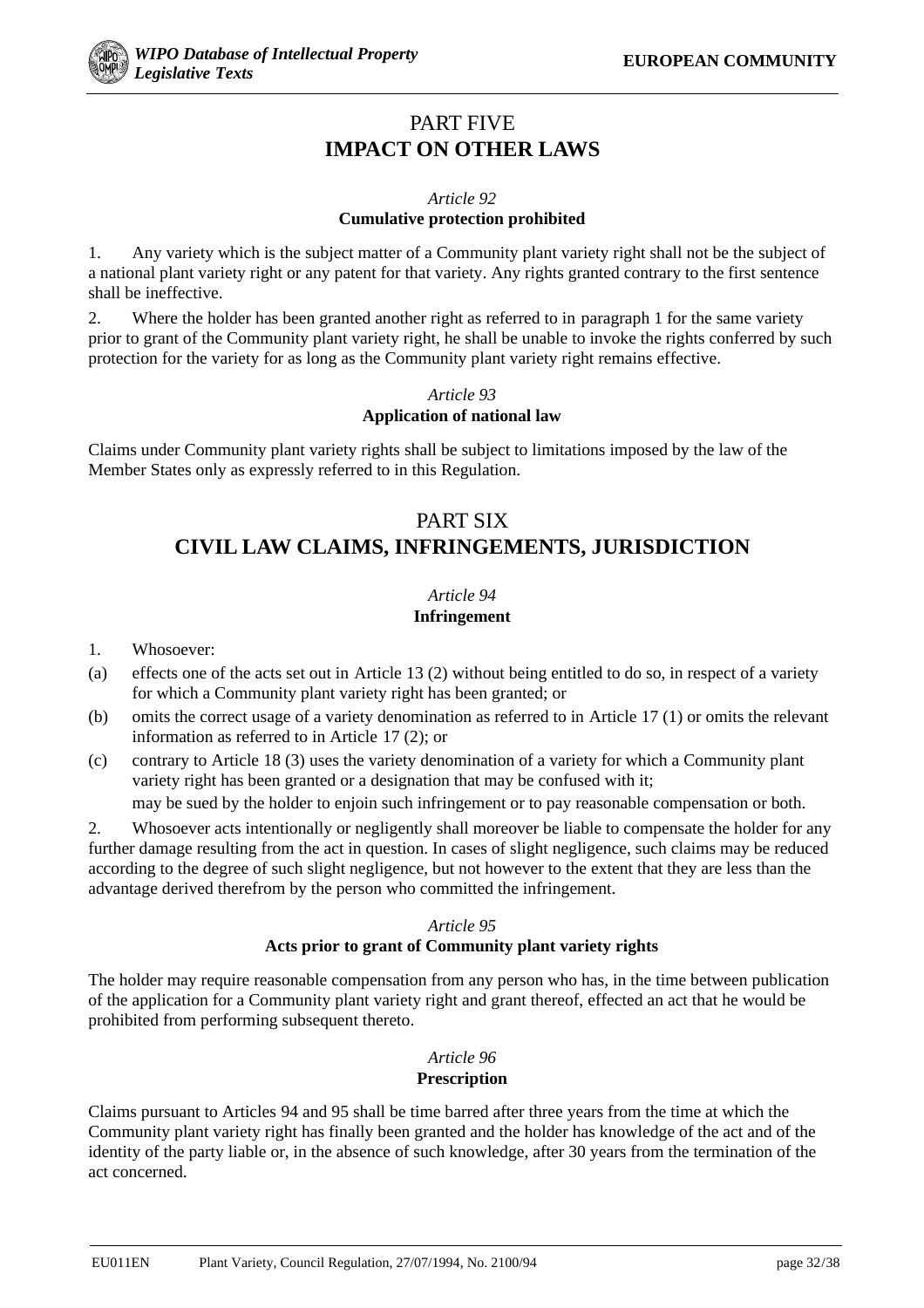# PART FIVE
# IMPACT ON OTHER LAWS

*Article 92*
**Cumulative protection prohibited**

1. Any variety which is the subject matter of a Community plant variety right shall not be the subject of a national plant variety right or any patent for that variety. Any rights granted contrary to the first sentence shall be ineffective.

2. Where the holder has been granted another right as referred to in paragraph 1 for the same variety prior to grant of the Community plant variety right, he shall be unable to invoke the rights conferred by such protection for the variety for as long as the Community plant variety right remains effective.

*Article 93*
**Application of national law**

Claims under Community plant variety rights shall be subject to limitations imposed by the law of the Member States only as expressly referred to in this Regulation.

# PART SIX
# CIVIL LAW CLAIMS, INFRINGEMENTS, JURISDICTION

*Article 94*
**Infringement**

1. Whosoever:

(a) effects one of the acts set out in Article 13 (2) without being entitled to do so, in respect of a variety for which a Community plant variety right has been granted; or

(b) omits the correct usage of a variety denomination as referred to in Article 17 (1) or omits the relevant information as referred to in Article 17 (2); or

(c) contrary to Article 18 (3) uses the variety denomination of a variety for which a Community plant variety right has been granted or a designation that may be confused with it;

may be sued by the holder to enjoin such infringement or to pay reasonable compensation or both.

2. Whosoever acts intentionally or negligently shall moreover be liable to compensate the holder for any further damage resulting from the act in question. In cases of slight negligence, such claims may be reduced according to the degree of such slight negligence, but not however to the extent that they are less than the advantage derived therefrom by the person who committed the infringement.

*Article 95*
**Acts prior to grant of Community plant variety rights**

The holder may require reasonable compensation from any person who has, in the time between publication of the application for a Community plant variety right and grant thereof, effected an act that he would be prohibited from performing subsequent thereto.

*Article 96*
**Prescription**

Claims pursuant to Articles 94 and 95 shall be time barred after three years from the time at which the Community plant variety right has finally been granted and the holder has knowledge of the act and of the identity of the party liable or, in the absence of such knowledge, after 30 years from the termination of the act concerned.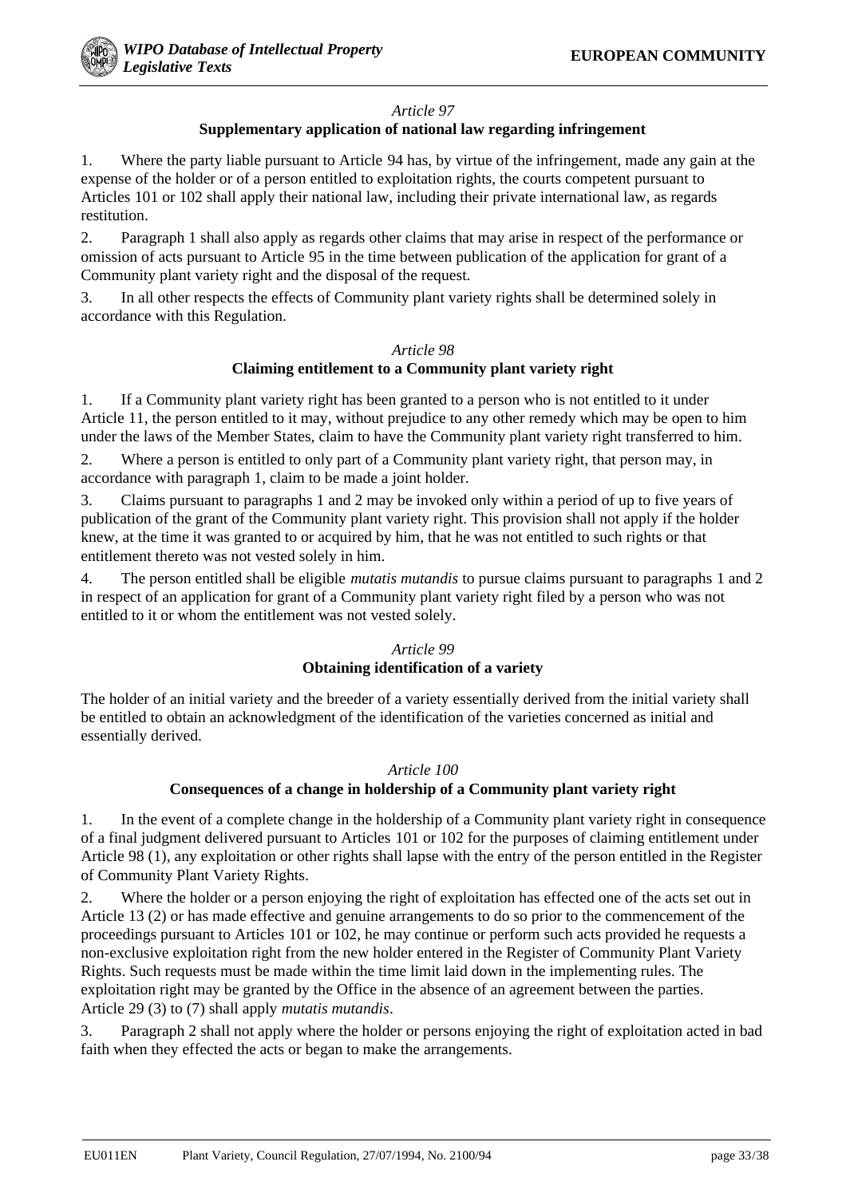*Article 97*

**Supplementary application of national law regarding infringement**

1. Where the party liable pursuant to Article 94 has, by virtue of the infringement, made any gain at the expense of the holder or of a person entitled to exploitation rights, the courts competent pursuant to Articles 101 or 102 shall apply their national law, including their private international law, as regards restitution.

2. Paragraph 1 shall also apply as regards other claims that may arise in respect of the performance or omission of acts pursuant to Article 95 in the time between publication of the application for grant of a Community plant variety right and the disposal of the request.

3. In all other respects the effects of Community plant variety rights shall be determined solely in accordance with this Regulation.

*Article 98*

**Claiming entitlement to a Community plant variety right**

1. If a Community plant variety right has been granted to a person who is not entitled to it under Article 11, the person entitled to it may, without prejudice to any other remedy which may be open to him under the laws of the Member States, claim to have the Community plant variety right transferred to him.

2. Where a person is entitled to only part of a Community plant variety right, that person may, in accordance with paragraph 1, claim to be made a joint holder.

3. Claims pursuant to paragraphs 1 and 2 may be invoked only within a period of up to five years of publication of the grant of the Community plant variety right. This provision shall not apply if the holder knew, at the time it was granted to or acquired by him, that he was not entitled to such rights or that entitlement thereto was not vested solely in him.

4. The person entitled shall be eligible *mutatis mutandis* to pursue claims pursuant to paragraphs 1 and 2 in respect of an application for grant of a Community plant variety right filed by a person who was not entitled to it or whom the entitlement was not vested solely.

*Article 99*

**Obtaining identification of a variety**

The holder of an initial variety and the breeder of a variety essentially derived from the initial variety shall be entitled to obtain an acknowledgment of the identification of the varieties concerned as initial and essentially derived.

*Article 100*

**Consequences of a change in holdership of a Community plant variety right**

1. In the event of a complete change in the holdership of a Community plant variety right in consequence of a final judgment delivered pursuant to Articles 101 or 102 for the purposes of claiming entitlement under Article 98 (1), any exploitation or other rights shall lapse with the entry of the person entitled in the Register of Community Plant Variety Rights.

2. Where the holder or a person enjoying the right of exploitation has effected one of the acts set out in Article 13 (2) or has made effective and genuine arrangements to do so prior to the commencement of the proceedings pursuant to Articles 101 or 102, he may continue or perform such acts provided he requests a non-exclusive exploitation right from the new holder entered in the Register of Community Plant Variety Rights. Such requests must be made within the time limit laid down in the implementing rules. The exploitation right may be granted by the Office in the absence of an agreement between the parties. Article 29 (3) to (7) shall apply *mutatis mutandis*.

3. Paragraph 2 shall not apply where the holder or persons enjoying the right of exploitation acted in bad faith when they effected the acts or began to make the arrangements.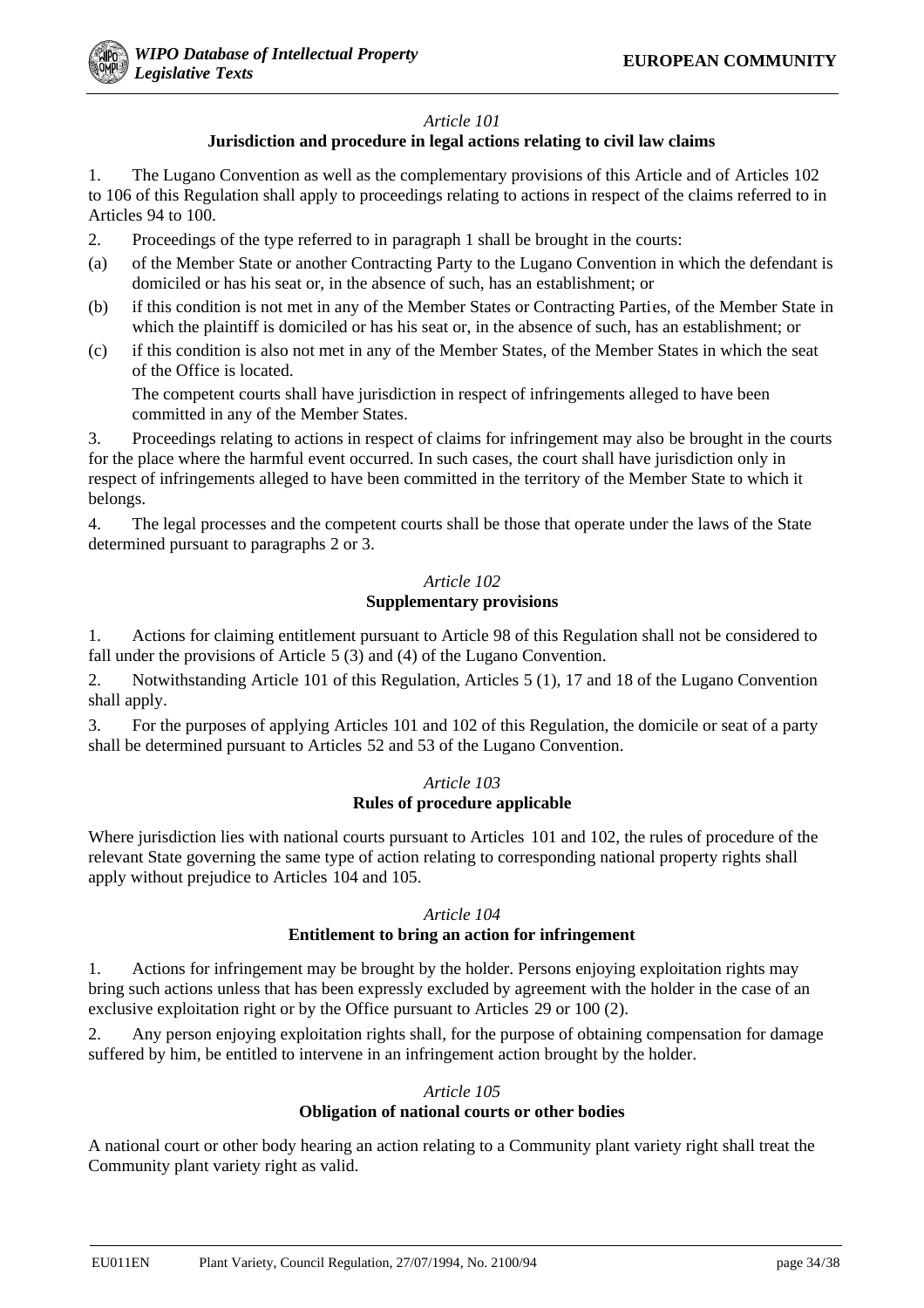*Article 101*

**Jurisdiction and procedure in legal actions relating to civil law claims**

1. The Lugano Convention as well as the complementary provisions of this Article and of Articles 102 to 106 of this Regulation shall apply to proceedings relating to actions in respect of the claims referred to in Articles 94 to 100.

2. Proceedings of the type referred to in paragraph 1 shall be brought in the courts:

(a) of the Member State or another Contracting Party to the Lugano Convention in which the defendant is domiciled or has his seat or, in the absence of such, has an establishment; or

(b) if this condition is not met in any of the Member States or Contracting Parties, of the Member State in which the plaintiff is domiciled or has his seat or, in the absence of such, has an establishment; or

(c) if this condition is also not met in any of the Member States, of the Member States in which the seat of the Office is located.

The competent courts shall have jurisdiction in respect of infringements alleged to have been committed in any of the Member States.

3. Proceedings relating to actions in respect of claims for infringement may also be brought in the courts for the place where the harmful event occurred. In such cases, the court shall have jurisdiction only in respect of infringements alleged to have been committed in the territory of the Member State to which it belongs.

4. The legal processes and the competent courts shall be those that operate under the laws of the State determined pursuant to paragraphs 2 or 3.

*Article 102*

**Supplementary provisions**

1. Actions for claiming entitlement pursuant to Article 98 of this Regulation shall not be considered to fall under the provisions of Article 5 (3) and (4) of the Lugano Convention.

2. Notwithstanding Article 101 of this Regulation, Articles 5 (1), 17 and 18 of the Lugano Convention shall apply.

3. For the purposes of applying Articles 101 and 102 of this Regulation, the domicile or seat of a party shall be determined pursuant to Articles 52 and 53 of the Lugano Convention.

*Article 103*

**Rules of procedure applicable**

Where jurisdiction lies with national courts pursuant to Articles 101 and 102, the rules of procedure of the relevant State governing the same type of action relating to corresponding national property rights shall apply without prejudice to Articles 104 and 105.

*Article 104*

**Entitlement to bring an action for infringement**

1. Actions for infringement may be brought by the holder. Persons enjoying exploitation rights may bring such actions unless that has been expressly excluded by agreement with the holder in the case of an exclusive exploitation right or by the Office pursuant to Articles 29 or 100 (2).

2. Any person enjoying exploitation rights shall, for the purpose of obtaining compensation for damage suffered by him, be entitled to intervene in an infringement action brought by the holder.

*Article 105*

**Obligation of national courts or other bodies**

A national court or other body hearing an action relating to a Community plant variety right shall treat the Community plant variety right as valid.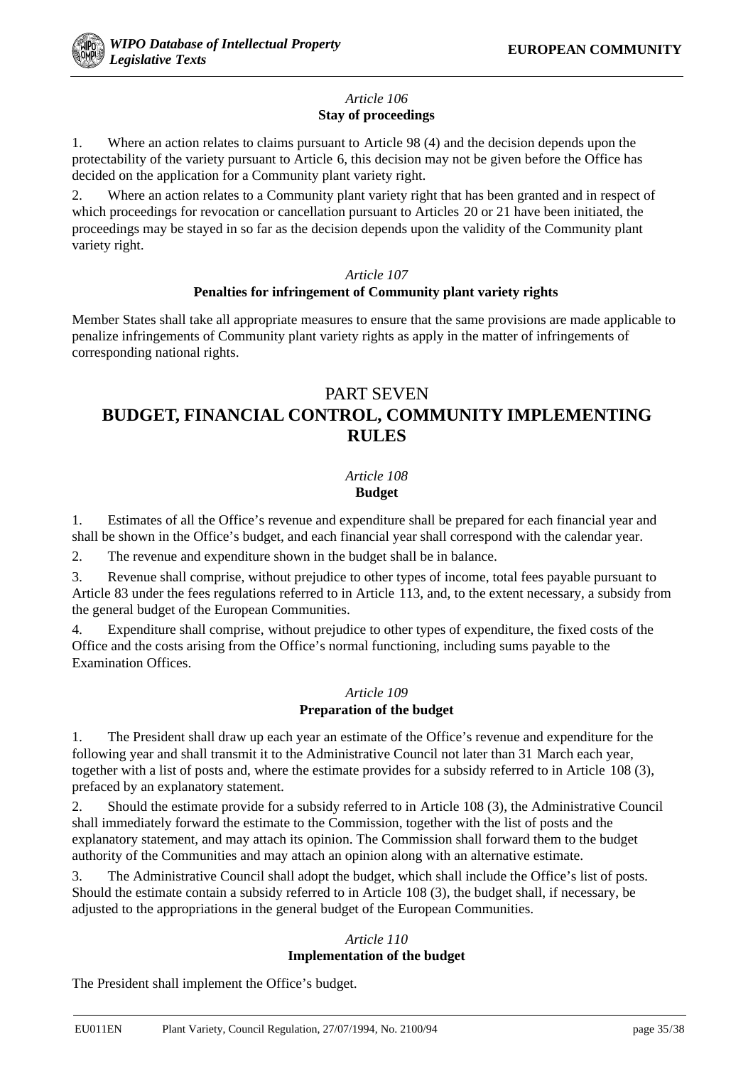*Article 106*
**Stay of proceedings**

1. Where an action relates to claims pursuant to Article 98 (4) and the decision depends upon the protectability of the variety pursuant to Article 6, this decision may not be given before the Office has decided on the application for a Community plant variety right.

2. Where an action relates to a Community plant variety right that has been granted and in respect of which proceedings for revocation or cancellation pursuant to Articles 20 or 21 have been initiated, the proceedings may be stayed in so far as the decision depends upon the validity of the Community plant variety right.

*Article 107*
**Penalties for infringement of Community plant variety rights**

Member States shall take all appropriate measures to ensure that the same provisions are made applicable to penalize infringements of Community plant variety rights as apply in the matter of infringements of corresponding national rights.

# PART SEVEN
# BUDGET, FINANCIAL CONTROL, COMMUNITY IMPLEMENTING RULES

*Article 108*
**Budget**

1. Estimates of all the Office's revenue and expenditure shall be prepared for each financial year and shall be shown in the Office's budget, and each financial year shall correspond with the calendar year.

2. The revenue and expenditure shown in the budget shall be in balance.

3. Revenue shall comprise, without prejudice to other types of income, total fees payable pursuant to Article 83 under the fees regulations referred to in Article 113, and, to the extent necessary, a subsidy from the general budget of the European Communities.

4. Expenditure shall comprise, without prejudice to other types of expenditure, the fixed costs of the Office and the costs arising from the Office's normal functioning, including sums payable to the Examination Offices.

*Article 109*
**Preparation of the budget**

1. The President shall draw up each year an estimate of the Office's revenue and expenditure for the following year and shall transmit it to the Administrative Council not later than 31 March each year, together with a list of posts and, where the estimate provides for a subsidy referred to in Article 108 (3), prefaced by an explanatory statement.

2. Should the estimate provide for a subsidy referred to in Article 108 (3), the Administrative Council shall immediately forward the estimate to the Commission, together with the list of posts and the explanatory statement, and may attach its opinion. The Commission shall forward them to the budget authority of the Communities and may attach an opinion along with an alternative estimate.

3. The Administrative Council shall adopt the budget, which shall include the Office's list of posts. Should the estimate contain a subsidy referred to in Article 108 (3), the budget shall, if necessary, be adjusted to the appropriations in the general budget of the European Communities.

*Article 110*
**Implementation of the budget**

The President shall implement the Office's budget.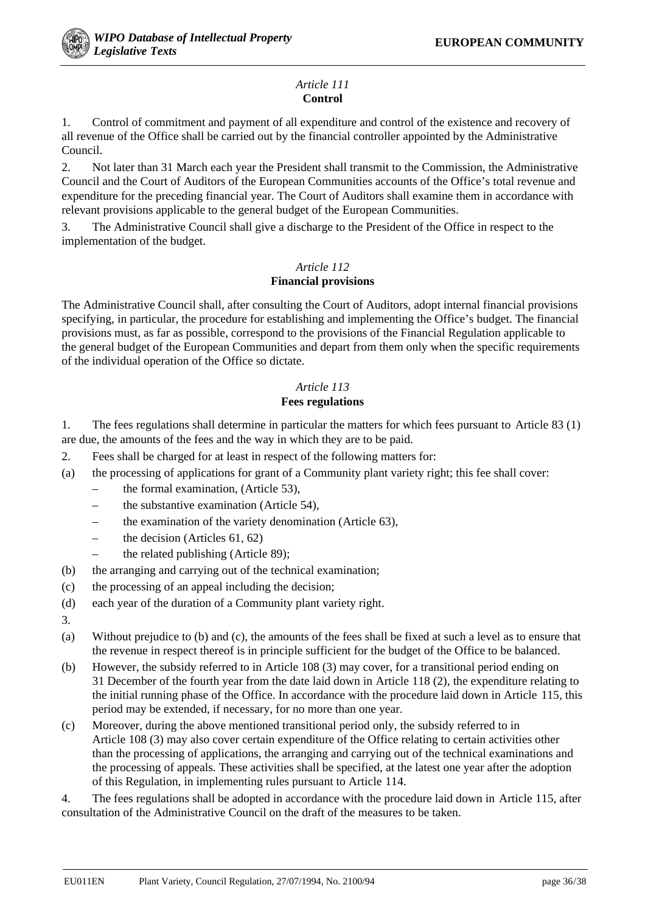*Article 111*

**Control**

1. Control of commitment and payment of all expenditure and control of the existence and recovery of all revenue of the Office shall be carried out by the financial controller appointed by the Administrative Council.

2. Not later than 31 March each year the President shall transmit to the Commission, the Administrative Council and the Court of Auditors of the European Communities accounts of the Office's total revenue and expenditure for the preceding financial year. The Court of Auditors shall examine them in accordance with relevant provisions applicable to the general budget of the European Communities.

3. The Administrative Council shall give a discharge to the President of the Office in respect to the implementation of the budget.

*Article 112*

**Financial provisions**

The Administrative Council shall, after consulting the Court of Auditors, adopt internal financial provisions specifying, in particular, the procedure for establishing and implementing the Office's budget. The financial provisions must, as far as possible, correspond to the provisions of the Financial Regulation applicable to the general budget of the European Communities and depart from them only when the specific requirements of the individual operation of the Office so dictate.

*Article 113*

**Fees regulations**

1. The fees regulations shall determine in particular the matters for which fees pursuant to Article 83 (1) are due, the amounts of the fees and the way in which they are to be paid.

2. Fees shall be charged for at least in respect of the following matters for:

(a) the processing of applications for grant of a Community plant variety right; this fee shall cover:
   - the formal examination, (Article 53),
   - the substantive examination (Article 54),
   - the examination of the variety denomination (Article 63),
   - the decision (Articles 61, 62)
   - the related publishing (Article 89);

(b) the arranging and carrying out of the technical examination;

(c) the processing of an appeal including the decision;

(d) each year of the duration of a Community plant variety right.

3.

(a) Without prejudice to (b) and (c), the amounts of the fees shall be fixed at such a level as to ensure that the revenue in respect thereof is in principle sufficient for the budget of the Office to be balanced.

(b) However, the subsidy referred to in Article 108 (3) may cover, for a transitional period ending on 31 December of the fourth year from the date laid down in Article 118 (2), the expenditure relating to the initial running phase of the Office. In accordance with the procedure laid down in Article 115, this period may be extended, if necessary, for no more than one year.

(c) Moreover, during the above mentioned transitional period only, the subsidy referred to in Article 108 (3) may also cover certain expenditure of the Office relating to certain activities other than the processing of applications, the arranging and carrying out of the technical examinations and the processing of appeals. These activities shall be specified, at the latest one year after the adoption of this Regulation, in implementing rules pursuant to Article 114.

4. The fees regulations shall be adopted in accordance with the procedure laid down in Article 115, after consultation of the Administrative Council on the draft of the measures to be taken.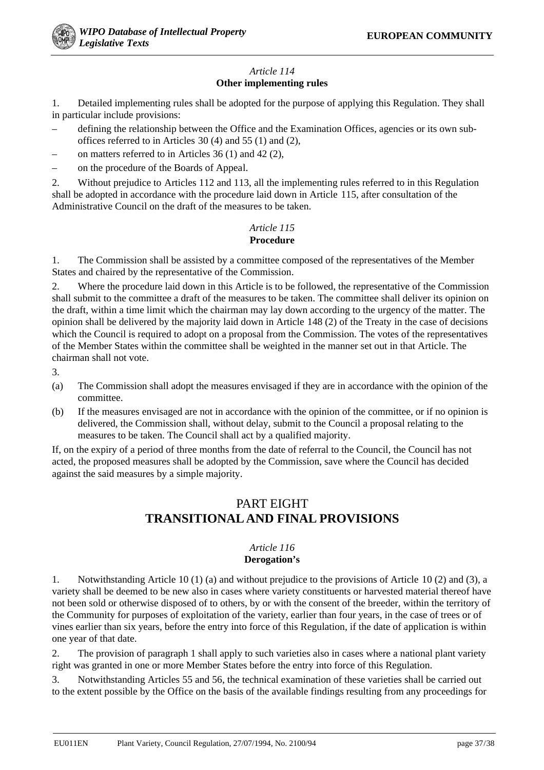*Article 114*
**Other implementing rules**

1. Detailed implementing rules shall be adopted for the purpose of applying this Regulation. They shall in particular include provisions:

– defining the relationship between the Office and the Examination Offices, agencies or its own sub-offices referred to in Articles 30 (4) and 55 (1) and (2),
– on matters referred to in Articles 36 (1) and 42 (2),
– on the procedure of the Boards of Appeal.

2. Without prejudice to Articles 112 and 113, all the implementing rules referred to in this Regulation shall be adopted in accordance with the procedure laid down in Article 115, after consultation of the Administrative Council on the draft of the measures to be taken.

*Article 115*
**Procedure**

1. The Commission shall be assisted by a committee composed of the representatives of the Member States and chaired by the representative of the Commission.

2. Where the procedure laid down in this Article is to be followed, the representative of the Commission shall submit to the committee a draft of the measures to be taken. The committee shall deliver its opinion on the draft, within a time limit which the chairman may lay down according to the urgency of the matter. The opinion shall be delivered by the majority laid down in Article 148 (2) of the Treaty in the case of decisions which the Council is required to adopt on a proposal from the Commission. The votes of the representatives of the Member States within the committee shall be weighted in the manner set out in that Article. The chairman shall not vote.

3.

(a) The Commission shall adopt the measures envisaged if they are in accordance with the opinion of the committee.

(b) If the measures envisaged are not in accordance with the opinion of the committee, or if no opinion is delivered, the Commission shall, without delay, submit to the Council a proposal relating to the measures to be taken. The Council shall act by a qualified majority.

If, on the expiry of a period of three months from the date of referral to the Council, the Council has not acted, the proposed measures shall be adopted by the Commission, save where the Council has decided against the said measures by a simple majority.

# PART EIGHT
# TRANSITIONAL AND FINAL PROVISIONS

*Article 116*
**Derogation's**

1. Notwithstanding Article 10 (1) (a) and without prejudice to the provisions of Article 10 (2) and (3), a variety shall be deemed to be new also in cases where variety constituents or harvested material thereof have not been sold or otherwise disposed of to others, by or with the consent of the breeder, within the territory of the Community for purposes of exploitation of the variety, earlier than four years, in the case of trees or of vines earlier than six years, before the entry into force of this Regulation, if the date of application is within one year of that date.

2. The provision of paragraph 1 shall apply to such varieties also in cases where a national plant variety right was granted in one or more Member States before the entry into force of this Regulation.

3. Notwithstanding Articles 55 and 56, the technical examination of these varieties shall be carried out to the extent possible by the Office on the basis of the available findings resulting from any proceedings for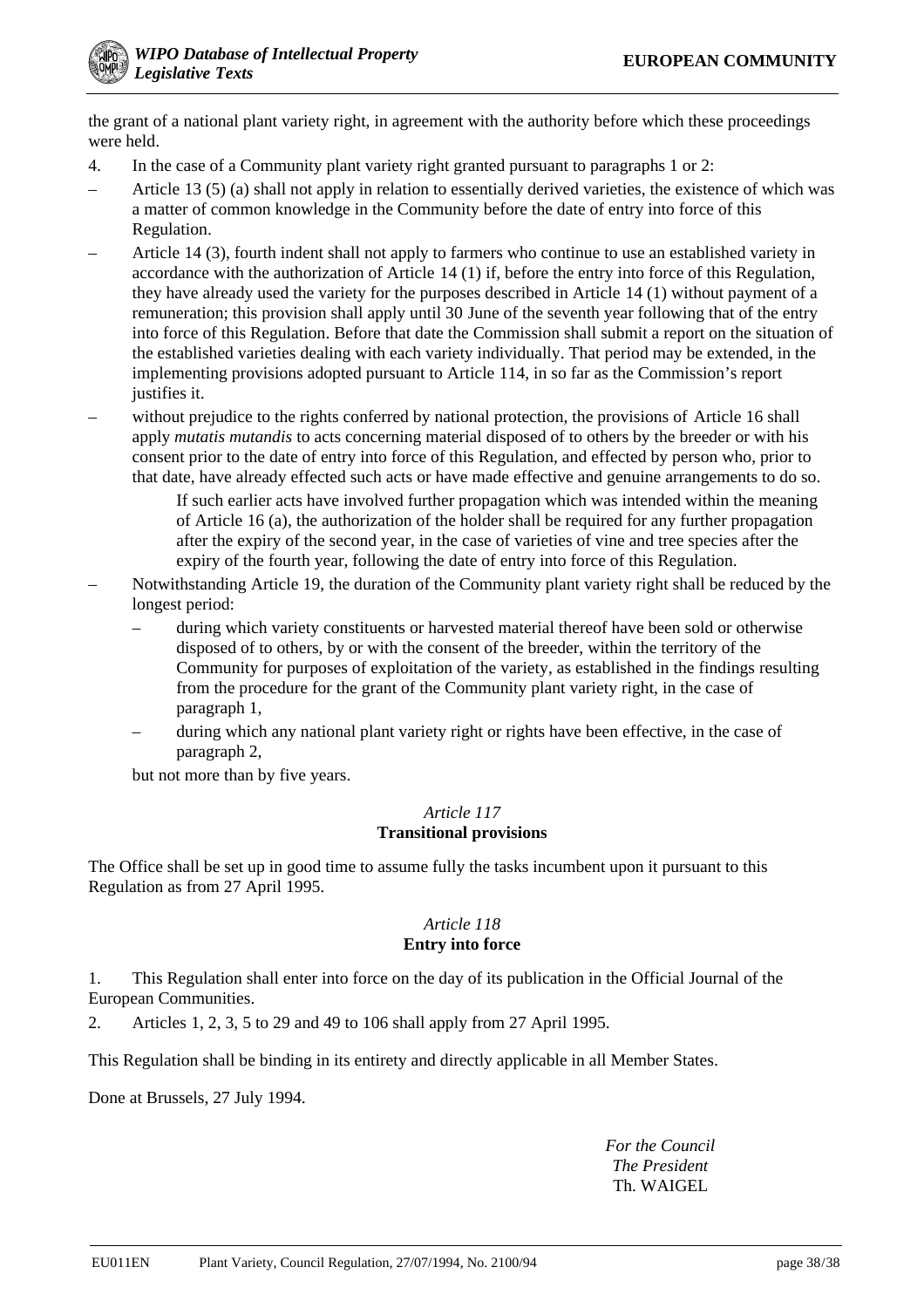the grant of a national plant variety right, in agreement with the authority before which these proceedings were held.

4. In the case of a Community plant variety right granted pursuant to paragraphs 1 or 2:

– Article 13 (5) (a) shall not apply in relation to essentially derived varieties, the existence of which was a matter of common knowledge in the Community before the date of entry into force of this Regulation.

– Article 14 (3), fourth indent shall not apply to farmers who continue to use an established variety in accordance with the authorization of Article 14 (1) if, before the entry into force of this Regulation, they have already used the variety for the purposes described in Article 14 (1) without payment of a remuneration; this provision shall apply until 30 June of the seventh year following that of the entry into force of this Regulation. Before that date the Commission shall submit a report on the situation of the established varieties dealing with each variety individually. That period may be extended, in the implementing provisions adopted pursuant to Article 114, in so far as the Commission's report justifies it.

– without prejudice to the rights conferred by national protection, the provisions of Article 16 shall apply *mutatis mutandis* to acts concerning material disposed of to others by the breeder or with his consent prior to the date of entry into force of this Regulation, and effected by person who, prior to that date, have already effected such acts or have made effective and genuine arrangements to do so.

    If such earlier acts have involved further propagation which was intended within the meaning of Article 16 (a), the authorization of the holder shall be required for any further propagation after the expiry of the second year, in the case of varieties of vine and tree species after the expiry of the fourth year, following the date of entry into force of this Regulation.

– Notwithstanding Article 19, the duration of the Community plant variety right shall be reduced by the longest period:
    – during which variety constituents or harvested material thereof have been sold or otherwise disposed of to others, by or with the consent of the breeder, within the territory of the Community for purposes of exploitation of the variety, as established in the findings resulting from the procedure for the grant of the Community plant variety right, in the case of paragraph 1,
    – during which any national plant variety right or rights have been effective, in the case of paragraph 2,

    but not more than by five years.

*Article 117*
**Transitional provisions**

The Office shall be set up in good time to assume fully the tasks incumbent upon it pursuant to this Regulation as from 27 April 1995.

*Article 118*
**Entry into force**

1. This Regulation shall enter into force on the day of its publication in the Official Journal of the European Communities.

2. Articles 1, 2, 3, 5 to 29 and 49 to 106 shall apply from 27 April 1995.

This Regulation shall be binding in its entirety and directly applicable in all Member States.

Done at Brussels, 27 July 1994.

*For the Council*
*The President*
Th. WAIGEL